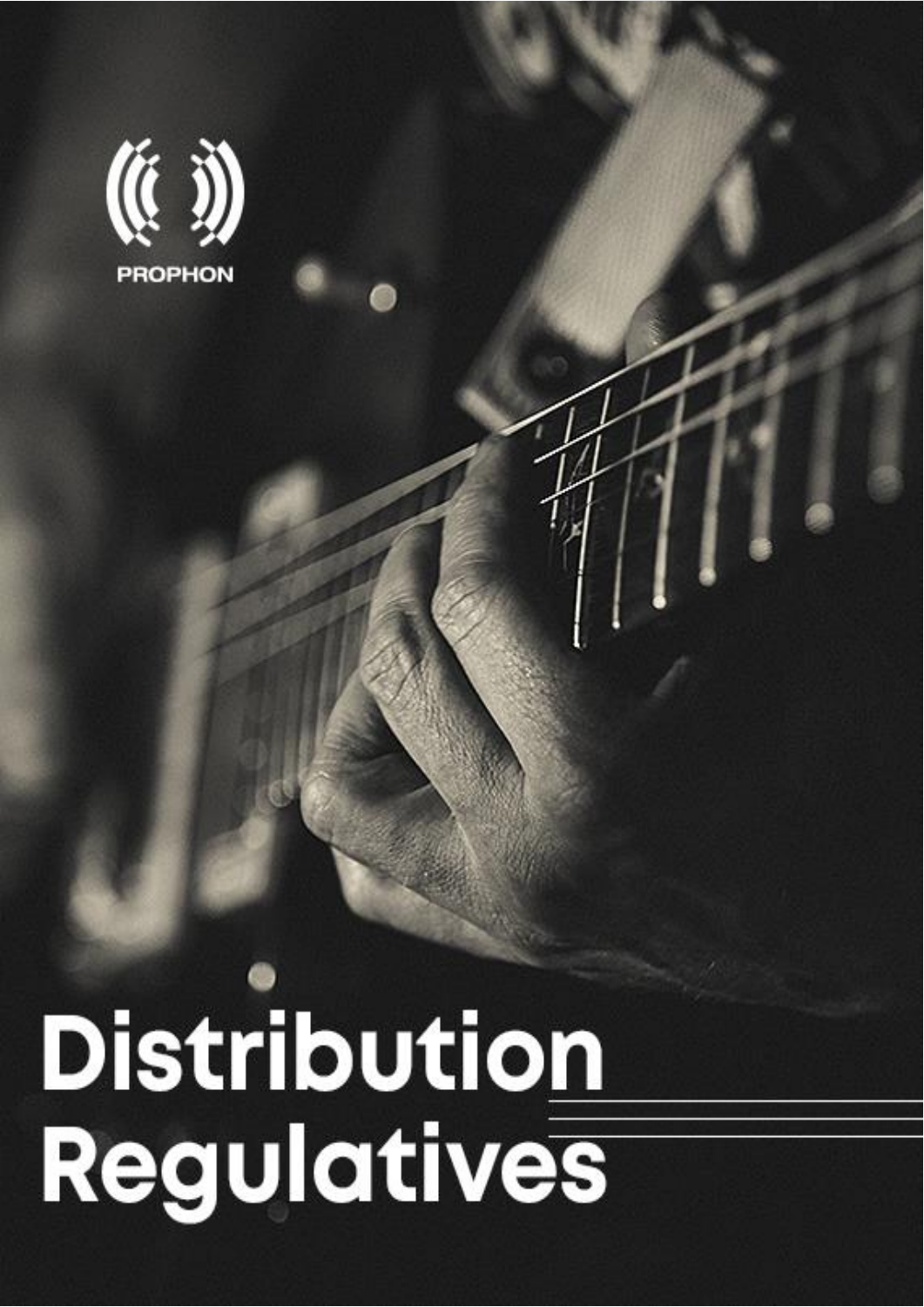PROPHON

# Distribution Regulatives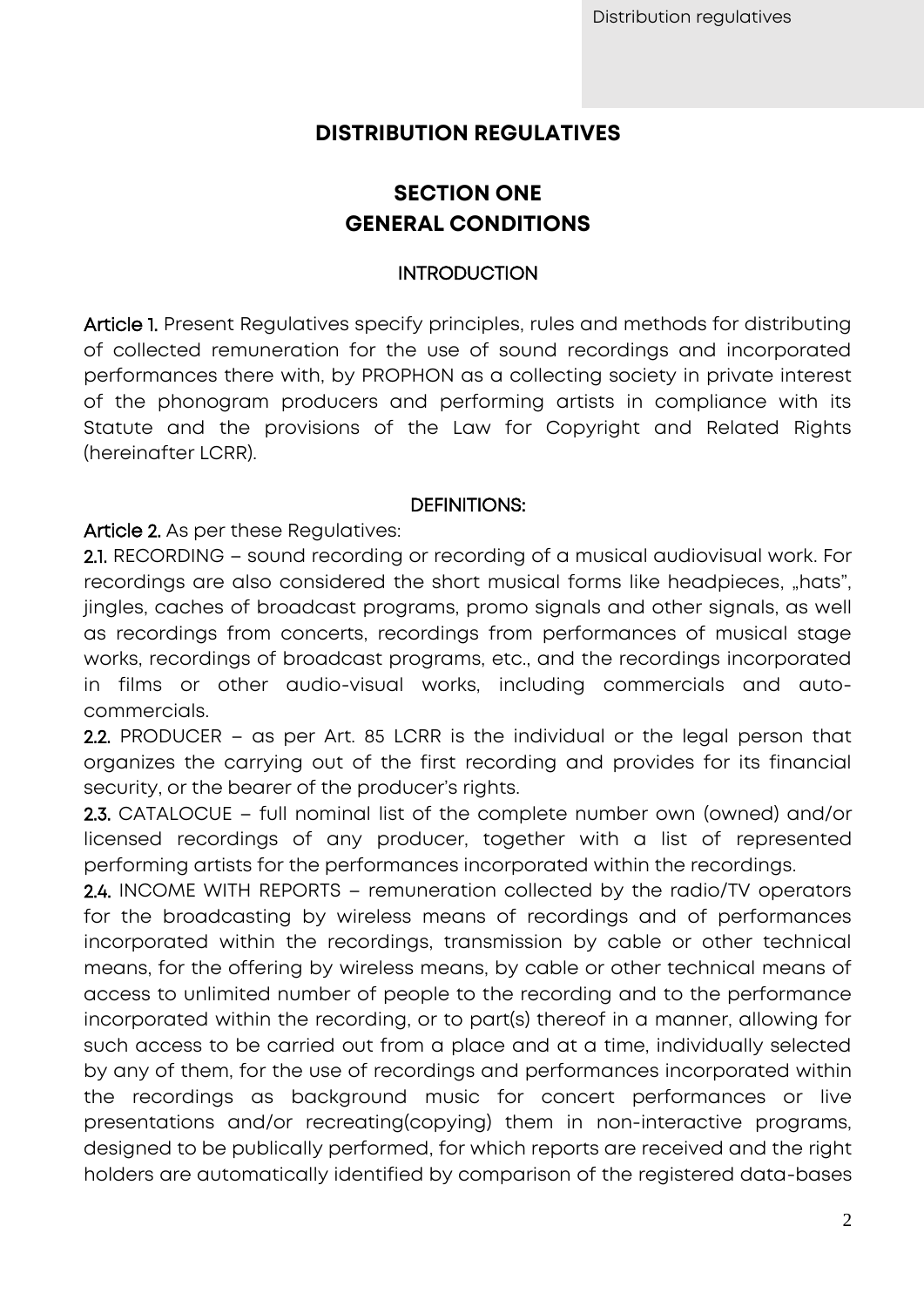# DISTRIBUTION REGULATIVES

## SECTION ONE
## GENERAL CONDITIONS

### INTRODUCTION

**Article 1.** Present Regulatives specify principles, rules and methods for distributing of collected remuneration for the use of sound recordings and incorporated performances there with, by PROPHON as a collecting society in private interest of the phonogram producers and performing artists in compliance with its Statute and the provisions of the Law for Copyright and Related Rights (hereinafter LCRR).

### DEFINITIONS:

**Article 2.** As per these Regulatives:

**2.1.** RECORDING – sound recording or recording of a musical audiovisual work. For recordings are also considered the short musical forms like headpieces, „hats", jingles, caches of broadcast programs, promo signals and other signals, as well as recordings from concerts, recordings from performances of musical stage works, recordings of broadcast programs, etc., and the recordings incorporated in films or other audio-visual works, including commercials and auto-commercials.

**2.2.** PRODUCER – as per Art. 85 LCRR is the individual or the legal person that organizes the carrying out of the first recording and provides for its financial security, or the bearer of the producer's rights.

**2.3.** CATALOCUE – full nominal list of the complete number own (owned) and/or licensed recordings of any producer, together with a list of represented performing artists for the performances incorporated within the recordings.

**2.4.** INCOME WITH REPORTS – remuneration collected by the radio/TV operators for the broadcasting by wireless means of recordings and of performances incorporated within the recordings, transmission by cable or other technical means, for the offering by wireless means, by cable or other technical means of access to unlimited number of people to the recording and to the performance incorporated within the recording, or to part(s) thereof in a manner, allowing for such access to be carried out from a place and at a time, individually selected by any of them, for the use of recordings and performances incorporated within the recordings as background music for concert performances or live presentations and/or recreating(copying) them in non-interactive programs, designed to be publically performed, for which reports are received and the right holders are automatically identified by comparison of the registered data-bases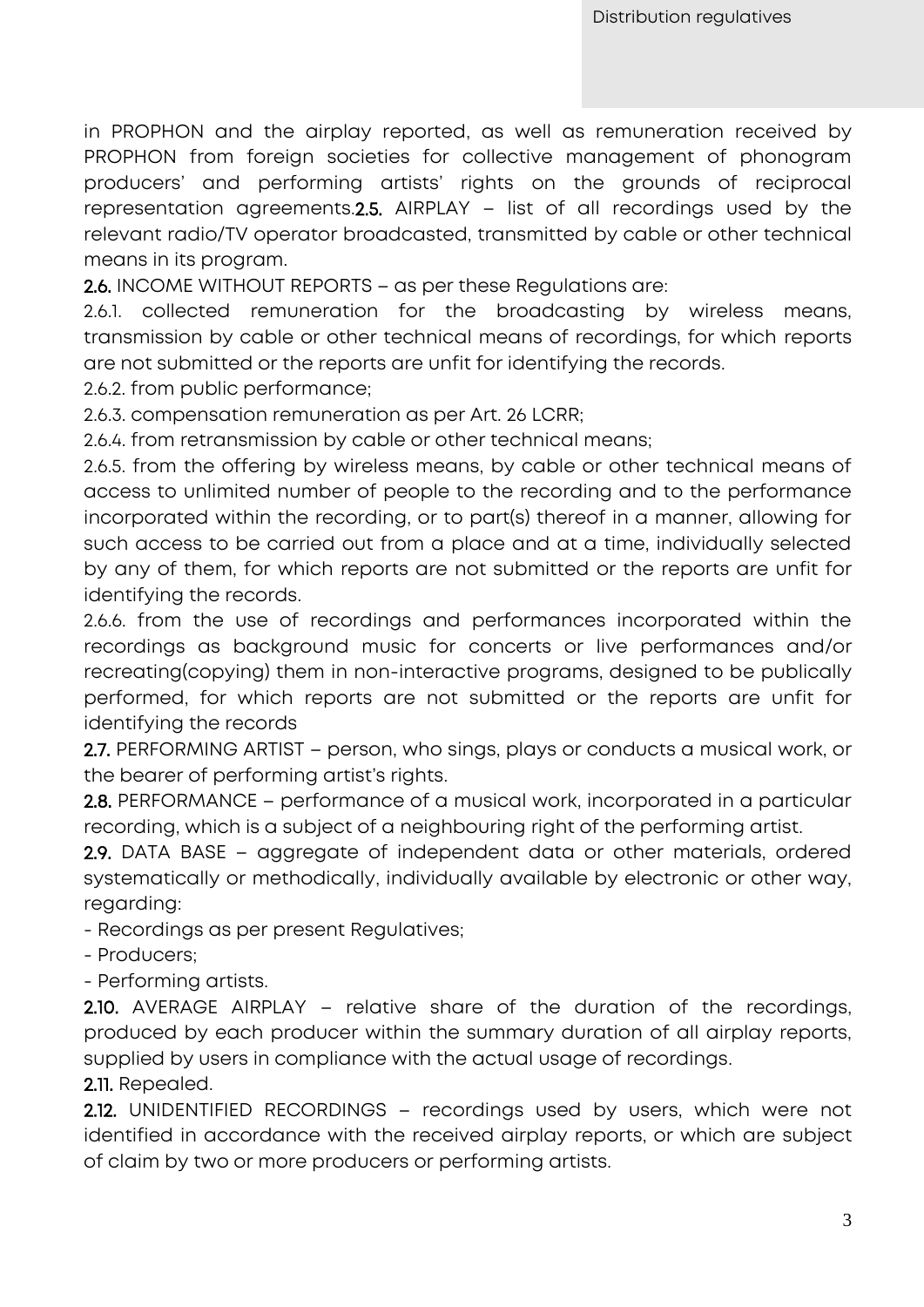in PROPHON and the airplay reported, as well as remuneration received by PROPHON from foreign societies for collective management of phonogram producers' and performing artists' rights on the grounds of reciprocal representation agreements.**2.5.** AIRPLAY – list of all recordings used by the relevant radio/TV operator broadcasted, transmitted by cable or other technical means in its program.

**2.6.** INCOME WITHOUT REPORTS – as per these Regulations are:

2.6.1. collected remuneration for the broadcasting by wireless means, transmission by cable or other technical means of recordings, for which reports are not submitted or the reports are unfit for identifying the records.

2.6.2. from public performance;

2.6.3. compensation remuneration as per Art. 26 LCRR;

2.6.4. from retransmission by cable or other technical means;

2.6.5. from the offering by wireless means, by cable or other technical means of access to unlimited number of people to the recording and to the performance incorporated within the recording, or to part(s) thereof in a manner, allowing for such access to be carried out from a place and at a time, individually selected by any of them, for which reports are not submitted or the reports are unfit for identifying the records.

2.6.6. from the use of recordings and performances incorporated within the recordings as background music for concerts or live performances and/or recreating(copying) them in non-interactive programs, designed to be publically performed, for which reports are not submitted or the reports are unfit for identifying the records

**2.7.** PERFORMING ARTIST – person, who sings, plays or conducts a musical work, or the bearer of performing artist's rights.

**2.8.** PERFORMANCE – performance of a musical work, incorporated in a particular recording, which is a subject of a neighbouring right of the performing artist.

**2.9.** DATA BASE – aggregate of independent data or other materials, ordered systematically or methodically, individually available by electronic or other way, regarding:

- Recordings as per present Regulatives;
- Producers;
- Performing artists.

**2.10.** AVERAGE AIRPLAY – relative share of the duration of the recordings, produced by each producer within the summary duration of all airplay reports, supplied by users in compliance with the actual usage of recordings.

**2.11.** Repealed.

**2.12.** UNIDENTIFIED RECORDINGS – recordings used by users, which were not identified in accordance with the received airplay reports, or which are subject of claim by two or more producers or performing artists.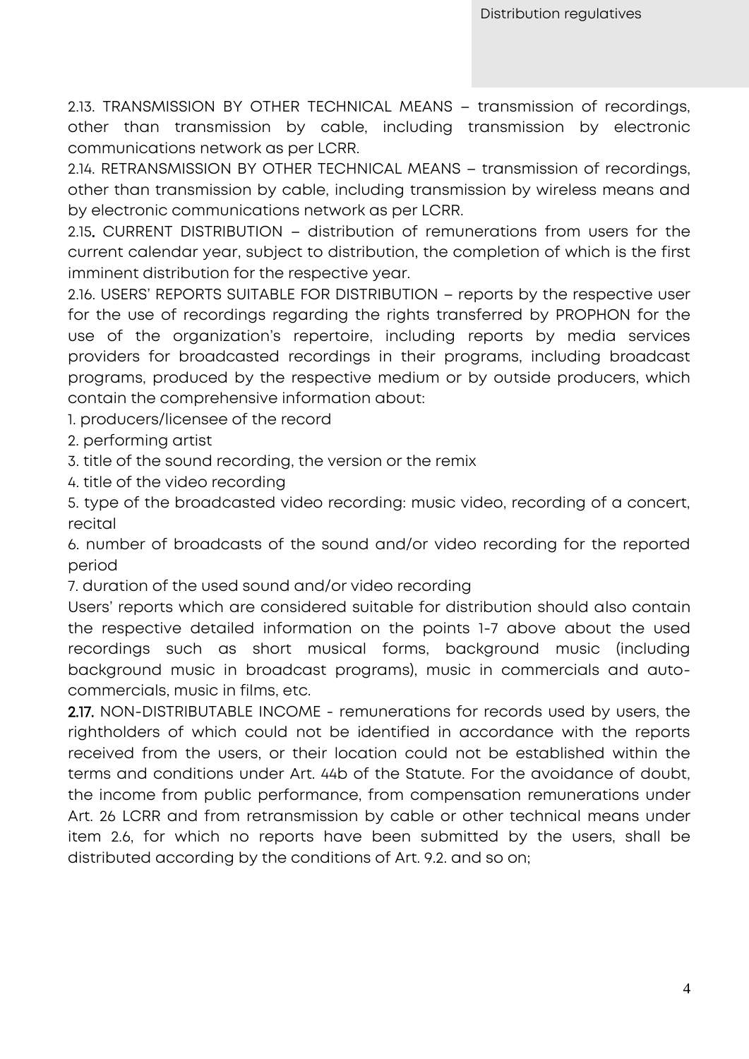2.13. TRANSMISSION BY OTHER TECHNICAL MEANS – transmission of recordings, other than transmission by cable, including transmission by electronic communications network as per LCRR.

2.14. RETRANSMISSION BY OTHER TECHNICAL MEANS – transmission of recordings, other than transmission by cable, including transmission by wireless means and by electronic communications network as per LCRR.

2.15**.** CURRENT DISTRIBUTION – distribution of remunerations from users for the current calendar year, subject to distribution, the completion of which is the first imminent distribution for the respective year.

2.16. USERS' REPORTS SUITABLE FOR DISTRIBUTION – reports by the respective user for the use of recordings regarding the rights transferred by PROPHON for the use of the organization's repertoire, including reports by media services providers for broadcasted recordings in their programs, including broadcast programs, produced by the respective medium or by outside producers, which contain the comprehensive information about:

1. producers/licensee of the record
2. performing artist
3. title of the sound recording, the version or the remix
4. title of the video recording
5. type of the broadcasted video recording: music video, recording of a concert, recital
6. number of broadcasts of the sound and/or video recording for the reported period
7. duration of the used sound and/or video recording

Users' reports which are considered suitable for distribution should also contain the respective detailed information on the points 1-7 above about the used recordings such as short musical forms, background music (including background music in broadcast programs), music in commercials and auto-commercials, music in films, etc.

**2.17.** NON-DISTRIBUTABLE INCOME - remunerations for records used by users, the rightholders of which could not be identified in accordance with the reports received from the users, or their location could not be established within the terms and conditions under Art. 44b of the Statute. For the avoidance of doubt, the income from public performance, from compensation remunerations under Art. 26 LCRR and from retransmission by cable or other technical means under item 2.6, for which no reports have been submitted by the users, shall be distributed according by the conditions of Art. 9.2. and so on;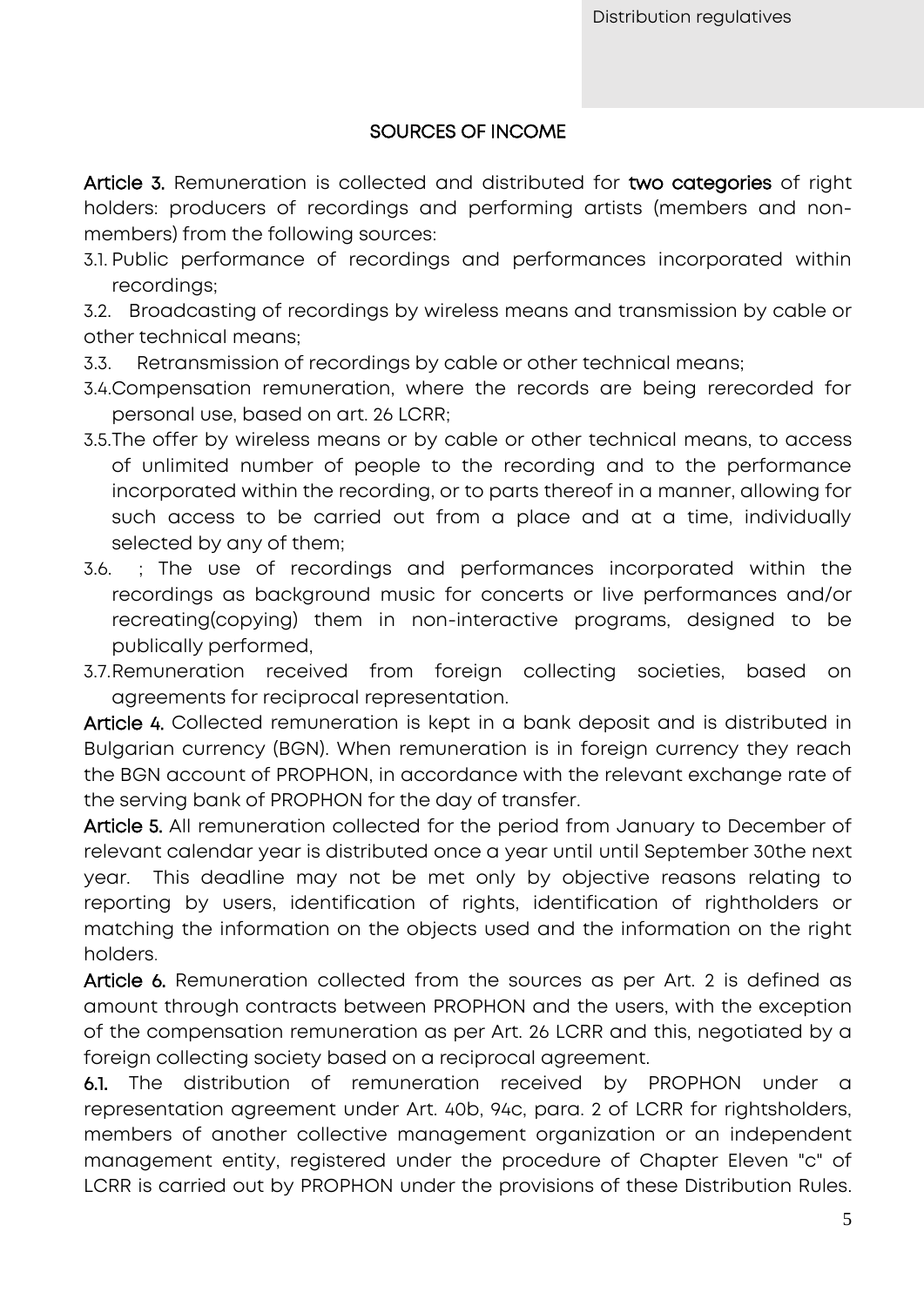## SOURCES OF INCOME

**Article 3.** Remuneration is collected and distributed for **two categories** of right holders: producers of recordings and performing artists (members and non-members) from the following sources:

3.1. Public performance of recordings and performances incorporated within recordings;

3.2. Broadcasting of recordings by wireless means and transmission by cable or other technical means;

3.3. Retransmission of recordings by cable or other technical means;

3.4. Compensation remuneration, where the records are being rerecorded for personal use, based on art. 26 LCRR;

3.5. The offer by wireless means or by cable or other technical means, to access of unlimited number of people to the recording and to the performance incorporated within the recording, or to parts thereof in a manner, allowing for such access to be carried out from a place and at a time, individually selected by any of them;

3.6. ; The use of recordings and performances incorporated within the recordings as background music for concerts or live performances and/or recreating(copying) them in non-interactive programs, designed to be publically performed,

3.7. Remuneration received from foreign collecting societies, based on agreements for reciprocal representation.

**Article 4.** Collected remuneration is kept in a bank deposit and is distributed in Bulgarian currency (BGN). When remuneration is in foreign currency they reach the BGN account of PROPHON, in accordance with the relevant exchange rate of the serving bank of PROPHON for the day of transfer.

**Article 5.** All remuneration collected for the period from January to December of relevant calendar year is distributed once a year until until September 30the next year. This deadline may not be met only by objective reasons relating to reporting by users, identification of rights, identification of rightholders or matching the information on the objects used and the information on the right holders.

**Article 6.** Remuneration collected from the sources as per Art. 2 is defined as amount through contracts between PROPHON and the users, with the exception of the compensation remuneration as per Art. 26 LCRR and this, negotiated by a foreign collecting society based on a reciprocal agreement.

**6.1.** The distribution of remuneration received by PROPHON under a representation agreement under Art. 40b, 94c, para. 2 of LCRR for rightsholders, members of another collective management organization or an independent management entity, registered under the procedure of Chapter Eleven "c" of LCRR is carried out by PROPHON under the provisions of these Distribution Rules.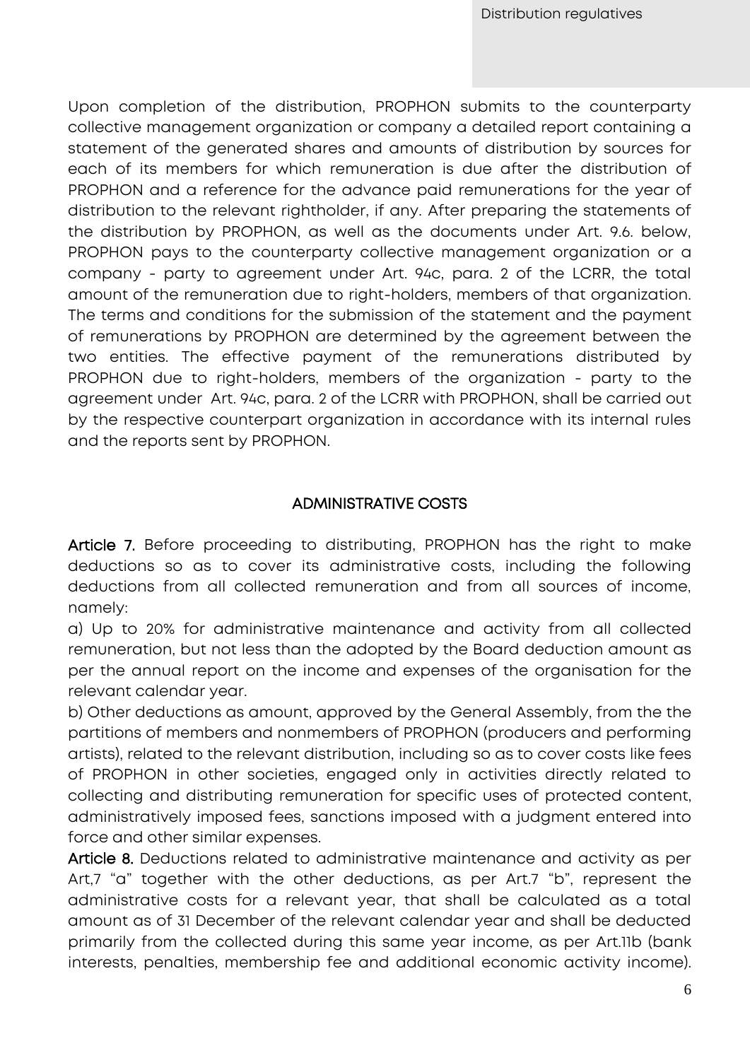Upon completion of the distribution, PROPHON submits to the counterparty collective management organization or company a detailed report containing a statement of the generated shares and amounts of distribution by sources for each of its members for which remuneration is due after the distribution of PROPHON and a reference for the advance paid remunerations for the year of distribution to the relevant rightholder, if any. After preparing the statements of the distribution by PROPHON, as well as the documents under Art. 9.6. below, PROPHON pays to the counterparty collective management organization or a company - party to agreement under Art. 94c, para. 2 of the LCRR, the total amount of the remuneration due to right-holders, members of that organization. The terms and conditions for the submission of the statement and the payment of remunerations by PROPHON are determined by the agreement between the two entities. The effective payment of the remunerations distributed by PROPHON due to right-holders, members of the organization - party to the agreement under Art. 94c, para. 2 of the LCRR with PROPHON, shall be carried out by the respective counterpart organization in accordance with its internal rules and the reports sent by PROPHON.

## ADMINISTRATIVE COSTS

**Article 7.** Before proceeding to distributing, PROPHON has the right to make deductions so as to cover its administrative costs, including the following deductions from all collected remuneration and from all sources of income, namely:

a) Up to 20% for administrative maintenance and activity from all collected remuneration, but not less than the adopted by the Board deduction amount as per the annual report on the income and expenses of the organisation for the relevant calendar year.

b) Other deductions as amount, approved by the General Assembly, from the the partitions of members and nonmembers of PROPHON (producers and performing artists), related to the relevant distribution, including so as to cover costs like fees of PROPHON in other societies, engaged only in activities directly related to collecting and distributing remuneration for specific uses of protected content, administratively imposed fees, sanctions imposed with a judgment entered into force and other similar expenses.

**Article 8.** Deductions related to administrative maintenance and activity as per Art,7 "a" together with the other deductions, as per Art.7 "b", represent the administrative costs for a relevant year, that shall be calculated as a total amount as of 31 December of the relevant calendar year and shall be deducted primarily from the collected during this same year income, as per Art.11b (bank interests, penalties, membership fee and additional economic activity income).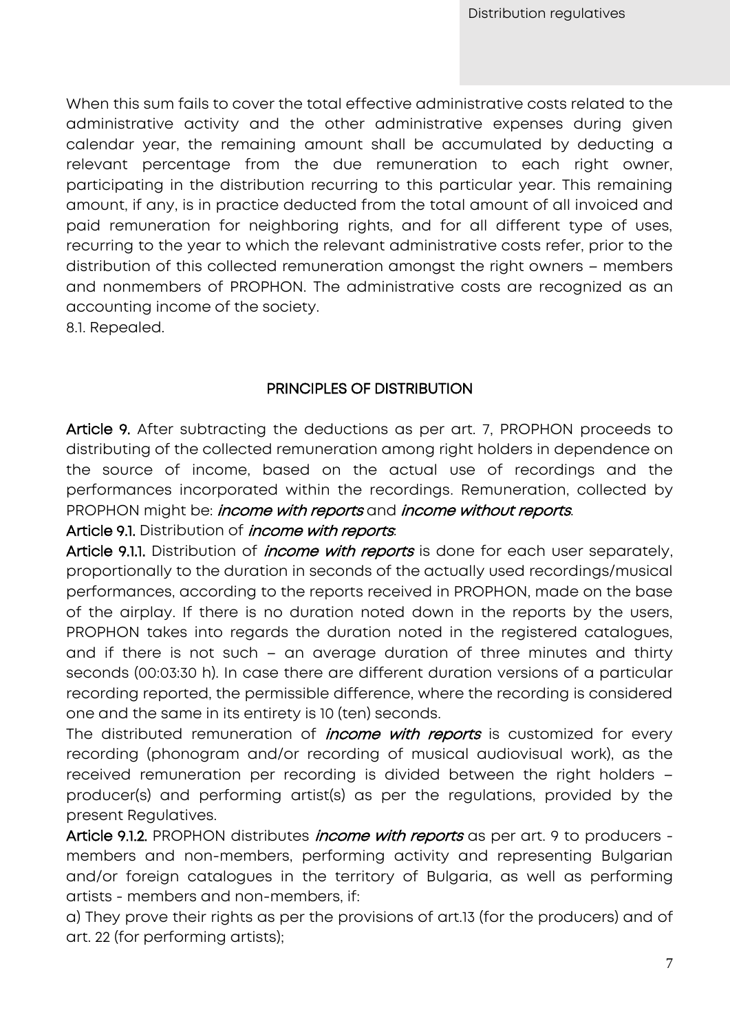When this sum fails to cover the total effective administrative costs related to the administrative activity and the other administrative expenses during given calendar year, the remaining amount shall be accumulated by deducting a relevant percentage from the due remuneration to each right owner, participating in the distribution recurring to this particular year. This remaining amount, if any, is in practice deducted from the total amount of all invoiced and paid remuneration for neighboring rights, and for all different type of uses, recurring to the year to which the relevant administrative costs refer, prior to the distribution of this collected remuneration amongst the right owners – members and nonmembers of PROPHON. The administrative costs are recognized as an accounting income of the society.

8.1. Repealed.

## PRINCIPLES OF DISTRIBUTION

**Article 9.** After subtracting the deductions as per art. 7, PROPHON proceeds to distributing of the collected remuneration among right holders in dependence on the source of income, based on the actual use of recordings and the performances incorporated within the recordings. Remuneration, collected by PROPHON might be: *income with reports* and *income without reports*.

**Article 9.1.** Distribution of *income with reports*:

**Article 9.1.1.** Distribution of *income with reports* is done for each user separately, proportionally to the duration in seconds of the actually used recordings/musical performances, according to the reports received in PROPHON, made on the base of the airplay. If there is no duration noted down in the reports by the users, PROPHON takes into regards the duration noted in the registered catalogues, and if there is not such – an average duration of three minutes and thirty seconds (00:03:30 h). In case there are different duration versions of a particular recording reported, the permissible difference, where the recording is considered one and the same in its entirety is 10 (ten) seconds.

The distributed remuneration of *income with reports* is customized for every recording (phonogram and/or recording of musical audiovisual work), as the received remuneration per recording is divided between the right holders – producer(s) and performing artist(s) as per the regulations, provided by the present Regulatives.

**Article 9.1.2.** PROPHON distributes *income with reports* as per art. 9 to producers - members and non-members, performing activity and representing Bulgarian and/or foreign catalogues in the territory of Bulgaria, as well as performing artists - members and non-members, if:

a) They prove their rights as per the provisions of art.13 (for the producers) and of art. 22 (for performing artists);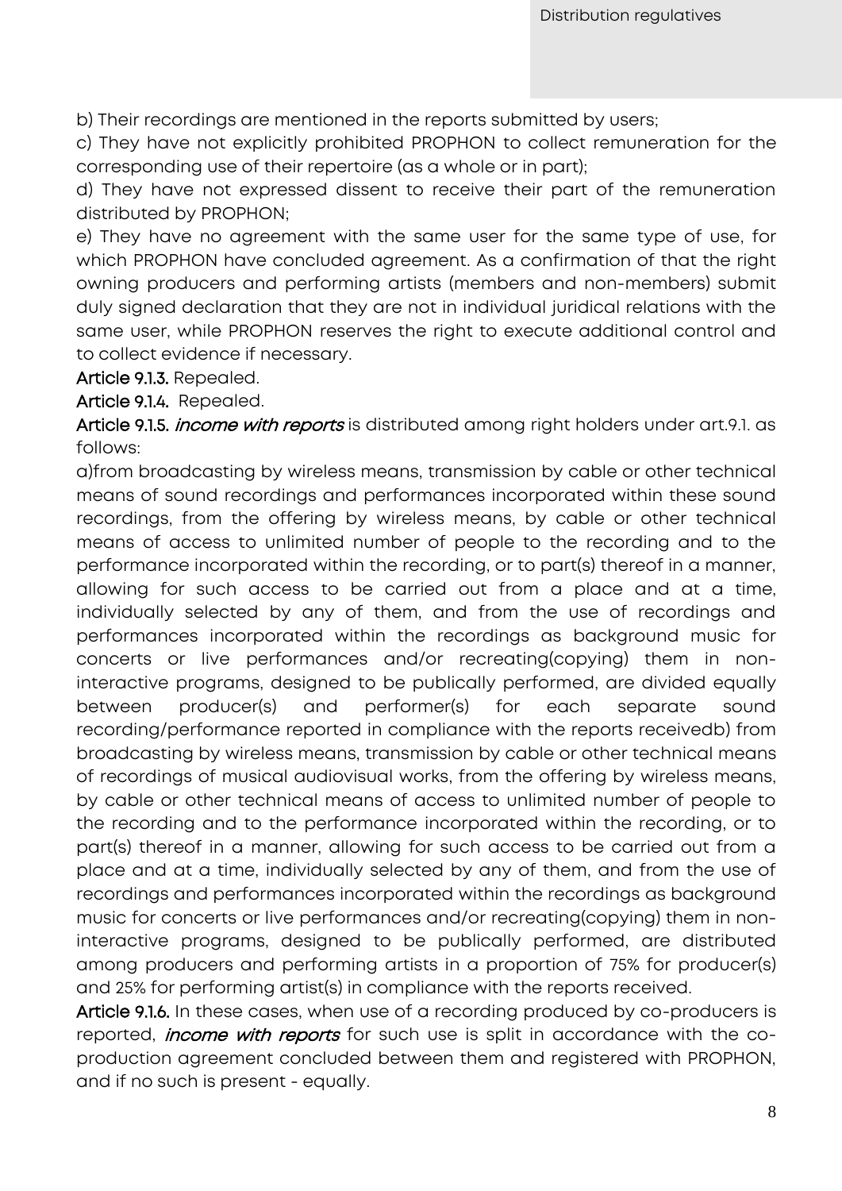b) Their recordings are mentioned in the reports submitted by users;

c) They have not explicitly prohibited PROPHON to collect remuneration for the corresponding use of their repertoire (as a whole or in part);

d) They have not expressed dissent to receive their part of the remuneration distributed by PROPHON;

e) They have no agreement with the same user for the same type of use, for which PROPHON have concluded agreement. As a confirmation of that the right owning producers and performing artists (members and non-members) submit duly signed declaration that they are not in individual juridical relations with the same user, while PROPHON reserves the right to execute additional control and to collect evidence if necessary.

**Article 9.1.3.** Repealed.

**Article 9.1.4.** Repealed.

**Article 9.1.5.** *income with reports* is distributed among right holders under art.9.1. as follows:

a)from broadcasting by wireless means, transmission by cable or other technical means of sound recordings and performances incorporated within these sound recordings, from the offering by wireless means, by cable or other technical means of access to unlimited number of people to the recording and to the performance incorporated within the recording, or to part(s) thereof in a manner, allowing for such access to be carried out from a place and at a time, individually selected by any of them, and from the use of recordings and performances incorporated within the recordings as background music for concerts or live performances and/or recreating(copying) them in non-interactive programs, designed to be publically performed, are divided equally between producer(s) and performer(s) for each separate sound recording/performance reported in compliance with the reports receivedb) from broadcasting by wireless means, transmission by cable or other technical means of recordings of musical audiovisual works, from the offering by wireless means, by cable or other technical means of access to unlimited number of people to the recording and to the performance incorporated within the recording, or to part(s) thereof in a manner, allowing for such access to be carried out from a place and at a time, individually selected by any of them, and from the use of recordings and performances incorporated within the recordings as background music for concerts or live performances and/or recreating(copying) them in non-interactive programs, designed to be publically performed, are distributed among producers and performing artists in a proportion of 75% for producer(s) and 25% for performing artist(s) in compliance with the reports received.

**Article 9.1.6.** In these cases, when use of a recording produced by co-producers is reported, *income with reports* for such use is split in accordance with the co-production agreement concluded between them and registered with PROPHON, and if no such is present - equally.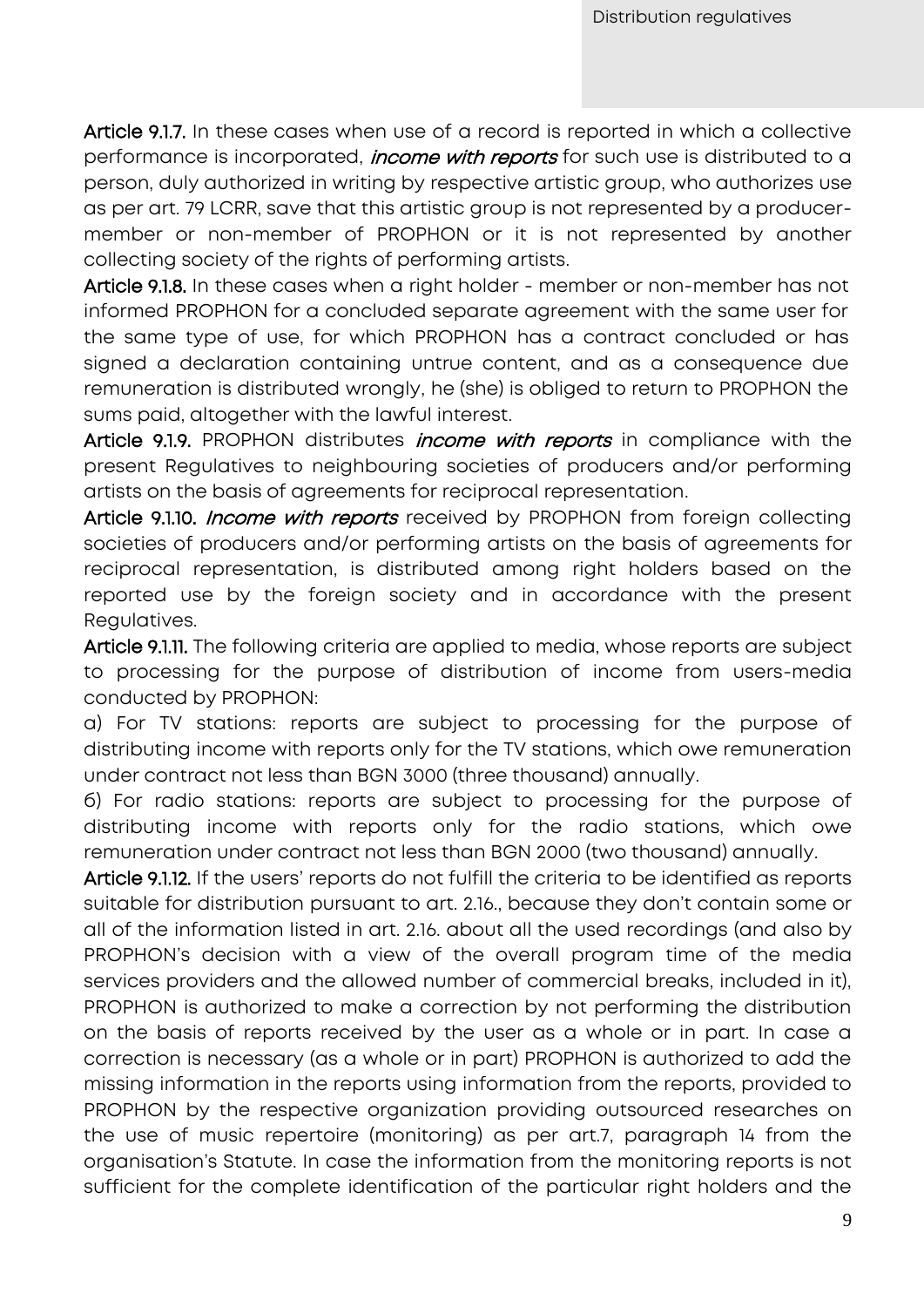**Article 9.1.7.** In these cases when use of a record is reported in which a collective performance is incorporated, *income with reports* for such use is distributed to a person, duly authorized in writing by respective artistic group, who authorizes use as per art. 79 LCRR, save that this artistic group is not represented by a producer-member or non-member of PROPHON or it is not represented by another collecting society of the rights of performing artists.

**Article 9.1.8.** In these cases when a right holder - member or non-member has not informed PROPHON for a concluded separate agreement with the same user for the same type of use, for which PROPHON has a contract concluded or has signed a declaration containing untrue content, and as a consequence due remuneration is distributed wrongly, he (she) is obliged to return to PROPHON the sums paid, altogether with the lawful interest.

**Article 9.1.9.** PROPHON distributes *income with reports* in compliance with the present Regulatives to neighbouring societies of producers and/or performing artists on the basis of agreements for reciprocal representation.

**Article 9.1.10.** *Income with reports* received by PROPHON from foreign collecting societies of producers and/or performing artists on the basis of agreements for reciprocal representation, is distributed among right holders based on the reported use by the foreign society and in accordance with the present Regulatives.

**Article 9.1.11.** The following criteria are applied to media, whose reports are subject to processing for the purpose of distribution of income from users-media conducted by PROPHON:

а) For TV stations: reports are subject to processing for the purpose of distributing income with reports only for the TV stations, which owe remuneration under contract not less than BGN 3000 (three thousand) annually.

б) For radio stations: reports are subject to processing for the purpose of distributing income with reports only for the radio stations, which owe remuneration under contract not less than BGN 2000 (two thousand) annually.

**Article 9.1.12.** If the users' reports do not fulfill the criteria to be identified as reports suitable for distribution pursuant to art. 2.16., because they don't contain some or all of the information listed in art. 2.16. about all the used recordings (and also by PROPHON's decision with a view of the overall program time of the media services providers and the allowed number of commercial breaks, included in it), PROPHON is authorized to make a correction by not performing the distribution on the basis of reports received by the user as a whole or in part. In case a correction is necessary (as a whole or in part) PROPHON is authorized to add the missing information in the reports using information from the reports, provided to PROPHON by the respective organization providing outsourced researches on the use of music repertoire (monitoring) as per art.7, paragraph 14 from the organisation's Statute. In case the information from the monitoring reports is not sufficient for the complete identification of the particular right holders and the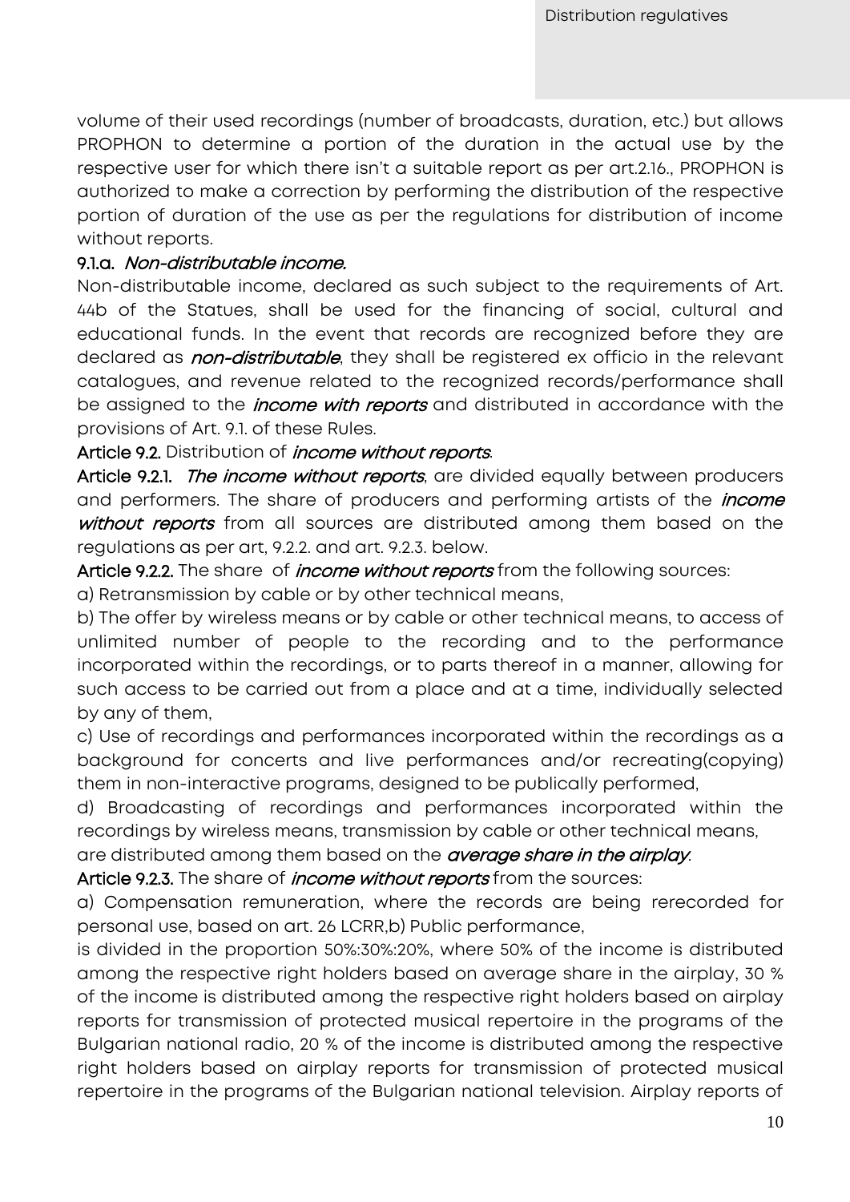volume of their used recordings (number of broadcasts, duration, etc.) but allows PROPHON to determine a portion of the duration in the actual use by the respective user for which there isn't a suitable report as per art.2.16., PROPHON is authorized to make a correction by performing the distribution of the respective portion of duration of the use as per the regulations for distribution of income without reports.

**9.1.a.** ***Non-distributable income.***

Non-distributable income, declared as such subject to the requirements of Art. 44b of the Statues, shall be used for the financing of social, cultural and educational funds. In the event that records are recognized before they are declared as ***non-distributable***, they shall be registered ex officio in the relevant catalogues, and revenue related to the recognized records/performance shall be assigned to the ***income with reports*** and distributed in accordance with the provisions of Art. 9.1. of these Rules.

**Article 9.2.** Distribution of ***income without reports***.

**Article 9.2.1.** ***The income without reports***, are divided equally between producers and performers. The share of producers and performing artists of the ***income without reports*** from all sources are distributed among them based on the regulations as per art, 9.2.2. and art. 9.2.3. below.

**Article 9.2.2.** The share of ***income without reports*** from the following sources:

a) Retransmission by cable or by other technical means,

b) The offer by wireless means or by cable or other technical means, to access of unlimited number of people to the recording and to the performance incorporated within the recordings, or to parts thereof in a manner, allowing for such access to be carried out from a place and at a time, individually selected by any of them,

c) Use of recordings and performances incorporated within the recordings as a background for concerts and live performances and/or recreating(copying) them in non-interactive programs, designed to be publically performed,

d) Broadcasting of recordings and performances incorporated within the recordings by wireless means, transmission by cable or other technical means,

are distributed among them based on the ***average share in the airplay***.

**Article 9.2.3.** The share of ***income without reports*** from the sources:

a) Compensation remuneration, where the records are being rerecorded for personal use, based on art. 26 LCRR,b) Public performance,

is divided in the proportion 50%:30%:20%, where 50% of the income is distributed among the respective right holders based on average share in the airplay, 30 % of the income is distributed among the respective right holders based on airplay reports for transmission of protected musical repertoire in the programs of the Bulgarian national radio, 20 % of the income is distributed among the respective right holders based on airplay reports for transmission of protected musical repertoire in the programs of the Bulgarian national television. Airplay reports of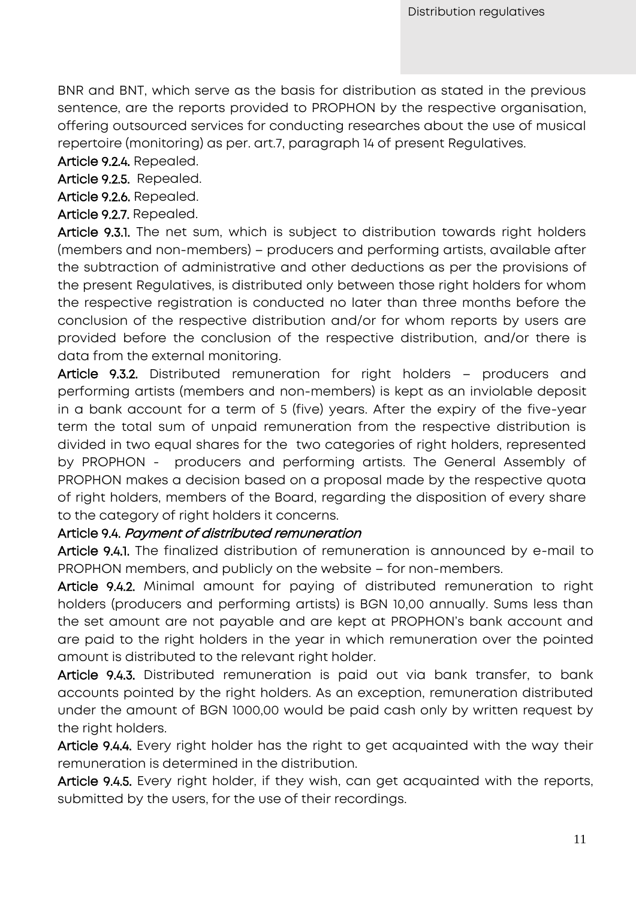BNR and BNT, which serve as the basis for distribution as stated in the previous sentence, are the reports provided to PROPHON by the respective organisation, offering outsourced services for conducting researches about the use of musical repertoire (monitoring) as per. art.7, paragraph 14 of present Regulatives.

**Article 9.2.4.** Repealed.

**Article 9.2.5.** Repealed.

**Article 9.2.6.** Repealed.

**Article 9.2.7.** Repealed.

**Article 9.3.1.** The net sum, which is subject to distribution towards right holders (members and non-members) – producers and performing artists, available after the subtraction of administrative and other deductions as per the provisions of the present Regulatives, is distributed only between those right holders for whom the respective registration is conducted no later than three months before the conclusion of the respective distribution and/or for whom reports by users are provided before the conclusion of the respective distribution, and/or there is data from the external monitoring.

**Article 9.3.2.** Distributed remuneration for right holders – producers and performing artists (members and non-members) is kept as an inviolable deposit in a bank account for a term of 5 (five) years. After the expiry of the five-year term the total sum of unpaid remuneration from the respective distribution is divided in two equal shares for the two categories of right holders, represented by PROPHON - producers and performing artists. The General Assembly of PROPHON makes a decision based on a proposal made by the respective quota of right holders, members of the Board, regarding the disposition of every share to the category of right holders it concerns.

**Article 9.4.** *Payment of distributed remuneration*

**Article 9.4.1.** The finalized distribution of remuneration is announced by e-mail to PROPHON members, and publicly on the website – for non-members.

**Article 9.4.2.** Minimal amount for paying of distributed remuneration to right holders (producers and performing artists) is BGN 10,00 annually. Sums less than the set amount are not payable and are kept at PROPHON's bank account and are paid to the right holders in the year in which remuneration over the pointed amount is distributed to the relevant right holder.

**Article 9.4.3.** Distributed remuneration is paid out via bank transfer, to bank accounts pointed by the right holders. As an exception, remuneration distributed under the amount of BGN 1000,00 would be paid cash only by written request by the right holders.

**Article 9.4.4.** Every right holder has the right to get acquainted with the way their remuneration is determined in the distribution.

**Article 9.4.5.** Every right holder, if they wish, can get acquainted with the reports, submitted by the users, for the use of their recordings.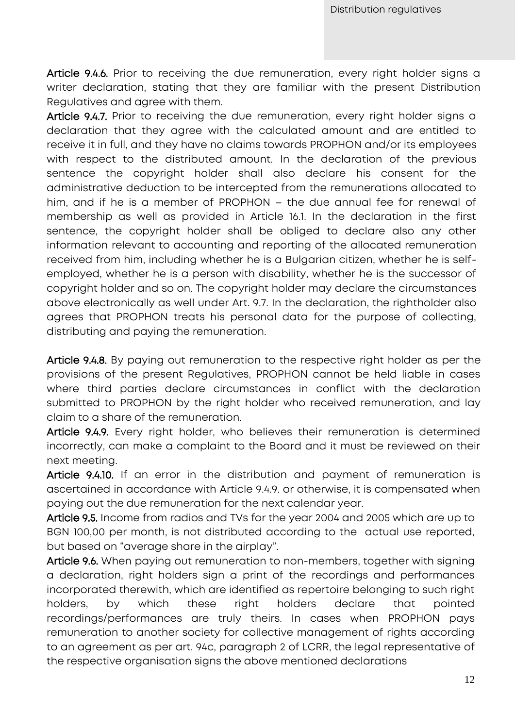**Article 9.4.6.** Prior to receiving the due remuneration, every right holder signs a writer declaration, stating that they are familiar with the present Distribution Regulatives and agree with them.

**Article 9.4.7.** Prior to receiving the due remuneration, every right holder signs a declaration that they agree with the calculated amount and are entitled to receive it in full, and they have no claims towards PROPHON and/or its employees with respect to the distributed amount. In the declaration of the previous sentence the copyright holder shall also declare his consent for the administrative deduction to be intercepted from the remunerations allocated to him, and if he is a member of PROPHON – the due annual fee for renewal of membership as well as provided in Article 16.1. In the declaration in the first sentence, the copyright holder shall be obliged to declare also any other information relevant to accounting and reporting of the allocated remuneration received from him, including whether he is a Bulgarian citizen, whether he is self-employed, whether he is a person with disability, whether he is the successor of copyright holder and so on. The copyright holder may declare the circumstances above electronically as well under Art. 9.7. In the declaration, the rightholder also agrees that PROPHON treats his personal data for the purpose of collecting, distributing and paying the remuneration.

**Article 9.4.8.** By paying out remuneration to the respective right holder as per the provisions of the present Regulatives, PROPHON cannot be held liable in cases where third parties declare circumstances in conflict with the declaration submitted to PROPHON by the right holder who received remuneration, and lay claim to a share of the remuneration.

**Article 9.4.9.** Every right holder, who believes their remuneration is determined incorrectly, can make a complaint to the Board and it must be reviewed on their next meeting.

**Article 9.4.10.** If an error in the distribution and payment of remuneration is ascertained in accordance with Article 9.4.9. or otherwise, it is compensated when paying out the due remuneration for the next calendar year.

**Article 9.5.** Income from radios and TVs for the year 2004 and 2005 which are up to BGN 100,00 per month, is not distributed according to the actual use reported, but based on "average share in the airplay".

**Article 9.6.** When paying out remuneration to non-members, together with signing a declaration, right holders sign a print of the recordings and performances incorporated therewith, which are identified as repertoire belonging to such right holders, by which these right holders declare that pointed recordings/performances are truly theirs. In cases when PROPHON pays remuneration to another society for collective management of rights according to an agreement as per art. 94c, paragraph 2 of LCRR, the legal representative of the respective organisation signs the above mentioned declarations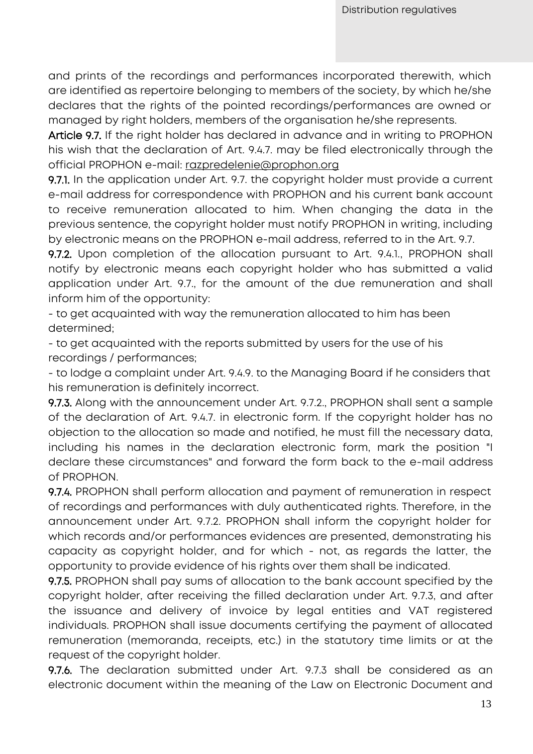and prints of the recordings and performances incorporated therewith, which are identified as repertoire belonging to members of the society, by which he/she declares that the rights of the pointed recordings/performances are owned or managed by right holders, members of the organisation he/she represents.

**Article 9.7.** If the right holder has declared in advance and in writing to PROPHON his wish that the declaration of Art. 9.4.7. may be filed electronically through the official PROPHON e-mail: razpredelenie@prophon.org

**9.7.1.** In the application under Art. 9.7. the copyright holder must provide a current e-mail address for correspondence with PROPHON and his current bank account to receive remuneration allocated to him. When changing the data in the previous sentence, the copyright holder must notify PROPHON in writing, including by electronic means on the PROPHON e-mail address, referred to in the Art. 9.7.

**9.7.2.** Upon completion of the allocation pursuant to Art. 9.4.1., PROPHON shall notify by electronic means each copyright holder who has submitted a valid application under Art. 9.7., for the amount of the due remuneration and shall inform him of the opportunity:

- to get acquainted with way the remuneration allocated to him has been determined;
- to get acquainted with the reports submitted by users for the use of his recordings / performances;
- to lodge a complaint under Art. 9.4.9. to the Managing Board if he considers that his remuneration is definitely incorrect.

**9.7.3.** Along with the announcement under Art. 9.7.2., PROPHON shall sent a sample of the declaration of Art. 9.4.7. in electronic form. If the copyright holder has no objection to the allocation so made and notified, he must fill the necessary data, including his names in the declaration electronic form, mark the position "I declare these circumstances" and forward the form back to the e-mail address of PROPHON.

**9.7.4.** PROPHON shall perform allocation and payment of remuneration in respect of recordings and performances with duly authenticated rights. Therefore, in the announcement under Art. 9.7.2. PROPHON shall inform the copyright holder for which records and/or performances evidences are presented, demonstrating his capacity as copyright holder, and for which - not, as regards the latter, the opportunity to provide evidence of his rights over them shall be indicated.

**9.7.5.** PROPHON shall pay sums of allocation to the bank account specified by the copyright holder, after receiving the filled declaration under Art. 9.7.3, and after the issuance and delivery of invoice by legal entities and VAT registered individuals. PROPHON shall issue documents certifying the payment of allocated remuneration (memoranda, receipts, etc.) in the statutory time limits or at the request of the copyright holder.

**9.7.6.** The declaration submitted under Art. 9.7.3 shall be considered as an electronic document within the meaning of the Law on Electronic Document and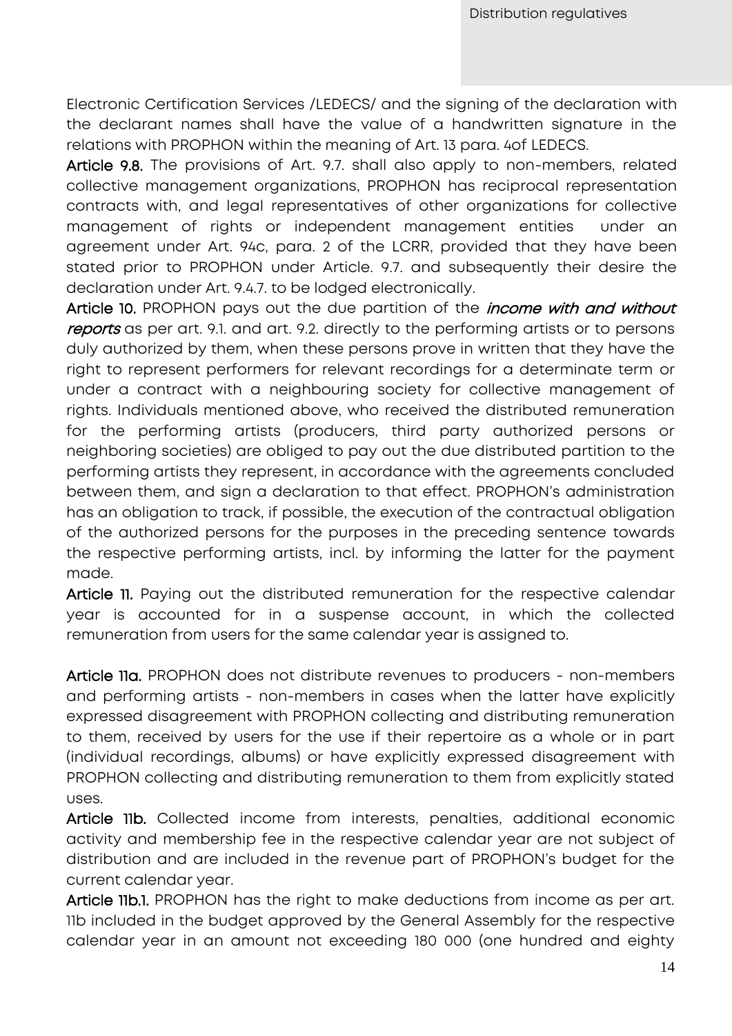Electronic Certification Services /LEDECS/ and the signing of the declaration with the declarant names shall have the value of a handwritten signature in the relations with PROPHON within the meaning of Art. 13 para. 4of LEDECS.

**Article 9.8.** The provisions of Art. 9.7. shall also apply to non-members, related collective management organizations, PROPHON has reciprocal representation contracts with, and legal representatives of other organizations for collective management of rights or independent management entities under an agreement under Art. 94c, para. 2 of the LCRR, provided that they have been stated prior to PROPHON under Article. 9.7. and subsequently their desire the declaration under Art. 9.4.7. to be lodged electronically.

**Article 10.** PROPHON pays out the due partition of the *income with and without reports* as per art. 9.1. and art. 9.2. directly to the performing artists or to persons duly authorized by them, when these persons prove in written that they have the right to represent performers for relevant recordings for a determinate term or under a contract with a neighbouring society for collective management of rights. Individuals mentioned above, who received the distributed remuneration for the performing artists (producers, third party authorized persons or neighboring societies) are obliged to pay out the due distributed partition to the performing artists they represent, in accordance with the agreements concluded between them, and sign a declaration to that effect. PROPHON's administration has an obligation to track, if possible, the execution of the contractual obligation of the authorized persons for the purposes in the preceding sentence towards the respective performing artists, incl. by informing the latter for the payment made.

**Article 11.** Paying out the distributed remuneration for the respective calendar year is accounted for in a suspense account, in which the collected remuneration from users for the same calendar year is assigned to.

**Article 11a.** PROPHON does not distribute revenues to producers - non-members and performing artists - non-members in cases when the latter have explicitly expressed disagreement with PROPHON collecting and distributing remuneration to them, received by users for the use if their repertoire as a whole or in part (individual recordings, albums) or have explicitly expressed disagreement with PROPHON collecting and distributing remuneration to them from explicitly stated uses.

**Article 11b.** Collected income from interests, penalties, additional economic activity and membership fee in the respective calendar year are not subject of distribution and are included in the revenue part of PROPHON's budget for the current calendar year.

**Article 11b.1.** PROPHON has the right to make deductions from income as per art. 11b included in the budget approved by the General Assembly for the respective calendar year in an amount not exceeding 180 000 (one hundred and eighty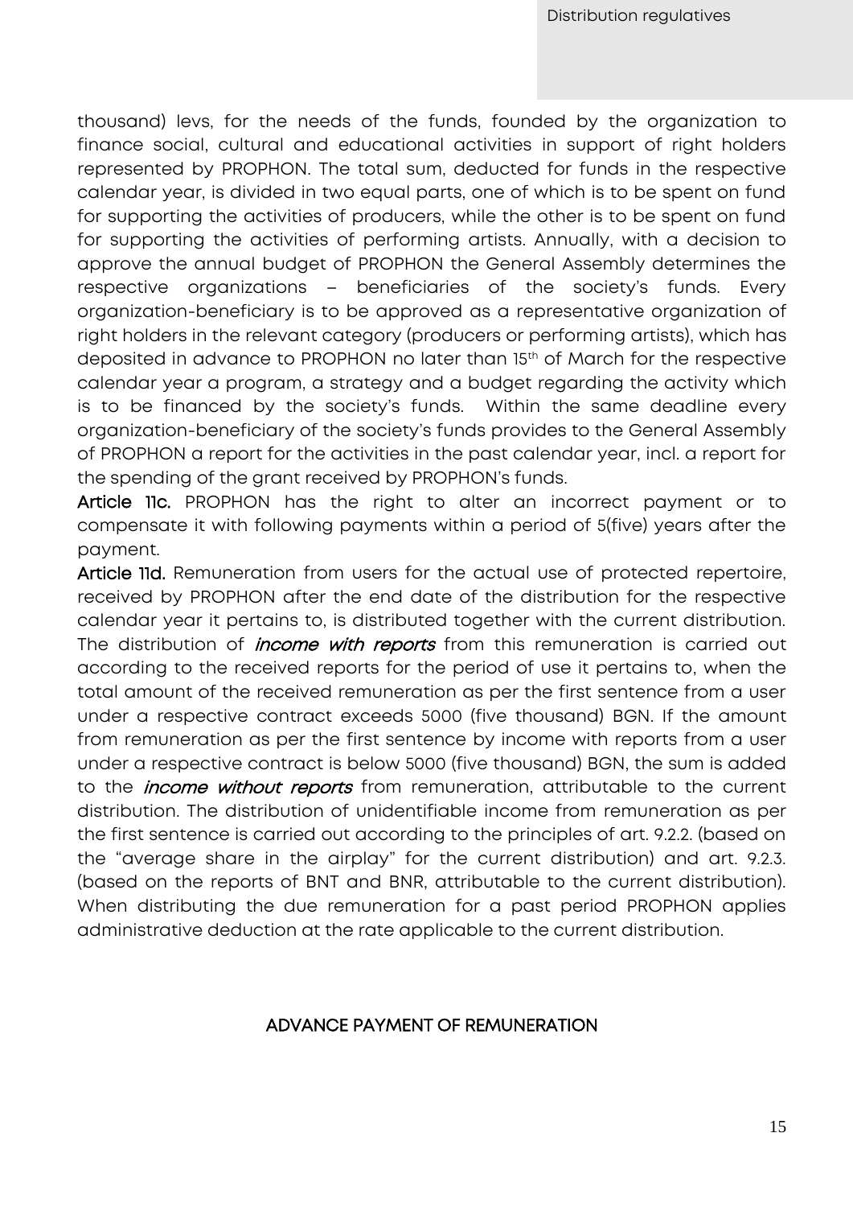thousand) levs, for the needs of the funds, founded by the organization to finance social, cultural and educational activities in support of right holders represented by PROPHON. The total sum, deducted for funds in the respective calendar year, is divided in two equal parts, one of which is to be spent on fund for supporting the activities of producers, while the other is to be spent on fund for supporting the activities of performing artists. Annually, with a decision to approve the annual budget of PROPHON the General Assembly determines the respective organizations – beneficiaries of the society's funds. Every organization-beneficiary is to be approved as a representative organization of right holders in the relevant category (producers or performing artists), which has deposited in advance to PROPHON no later than 15th of March for the respective calendar year a program, a strategy and a budget regarding the activity which is to be financed by the society's funds. Within the same deadline every organization-beneficiary of the society's funds provides to the General Assembly of PROPHON a report for the activities in the past calendar year, incl. a report for the spending of the grant received by PROPHON's funds.

**Article 11c.** PROPHON has the right to alter an incorrect payment or to compensate it with following payments within a period of 5(five) years after the payment.

**Article 11d.** Remuneration from users for the actual use of protected repertoire, received by PROPHON after the end date of the distribution for the respective calendar year it pertains to, is distributed together with the current distribution. The distribution of ***income with reports*** from this remuneration is carried out according to the received reports for the period of use it pertains to, when the total amount of the received remuneration as per the first sentence from a user under a respective contract exceeds 5000 (five thousand) BGN. If the amount from remuneration as per the first sentence by income with reports from a user under a respective contract is below 5000 (five thousand) BGN, the sum is added to the ***income without reports*** from remuneration, attributable to the current distribution. The distribution of unidentifiable income from remuneration as per the first sentence is carried out according to the principles of art. 9.2.2. (based on the "average share in the airplay" for the current distribution) and art. 9.2.3. (based on the reports of BNT and BNR, attributable to the current distribution). When distributing the due remuneration for a past period PROPHON applies administrative deduction at the rate applicable to the current distribution.

## ADVANCE PAYMENT OF REMUNERATION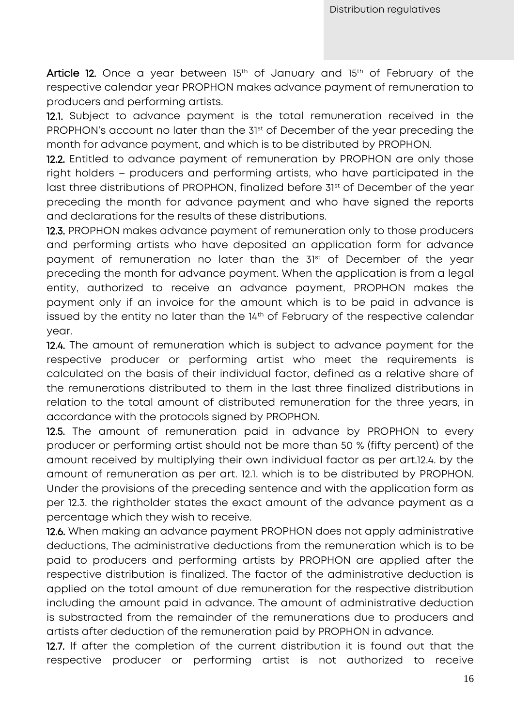**Article 12.** Once a year between 15th of January and 15th of February of the respective calendar year PROPHON makes advance payment of remuneration to producers and performing artists.

**12.1.** Subject to advance payment is the total remuneration received in the PROPHON's account no later than the 31st of December of the year preceding the month for advance payment, and which is to be distributed by PROPHON.

**12.2.** Entitled to advance payment of remuneration by PROPHON are only those right holders – producers and performing artists, who have participated in the last three distributions of PROPHON, finalized before 31st of December of the year preceding the month for advance payment and who have signed the reports and declarations for the results of these distributions.

**12.3.** PROPHON makes advance payment of remuneration only to those producers and performing artists who have deposited an application form for advance payment of remuneration no later than the 31st of December of the year preceding the month for advance payment. When the application is from a legal entity, authorized to receive an advance payment, PROPHON makes the payment only if an invoice for the amount which is to be paid in advance is issued by the entity no later than the 14th of February of the respective calendar year.

**12.4.** The amount of remuneration which is subject to advance payment for the respective producer or performing artist who meet the requirements is calculated on the basis of their individual factor, defined as a relative share of the remunerations distributed to them in the last three finalized distributions in relation to the total amount of distributed remuneration for the three years, in accordance with the protocols signed by PROPHON.

**12.5.** The amount of remuneration paid in advance by PROPHON to every producer or performing artist should not be more than 50 % (fifty percent) of the amount received by multiplying their own individual factor as per art.12.4. by the amount of remuneration as per art. 12.1. which is to be distributed by PROPHON. Under the provisions of the preceding sentence and with the application form as per 12.3. the rightholder states the exact amount of the advance payment as a percentage which they wish to receive.

**12.6.** When making an advance payment PROPHON does not apply administrative deductions, The administrative deductions from the remuneration which is to be paid to producers and performing artists by PROPHON are applied after the respective distribution is finalized. The factor of the administrative deduction is applied on the total amount of due remuneration for the respective distribution including the amount paid in advance. The amount of administrative deduction is substracted from the remainder of the remunerations due to producers and artists after deduction of the remuneration paid by PROPHON in advance.

**12.7.** If after the completion of the current distribution it is found out that the respective producer or performing artist is not authorized to receive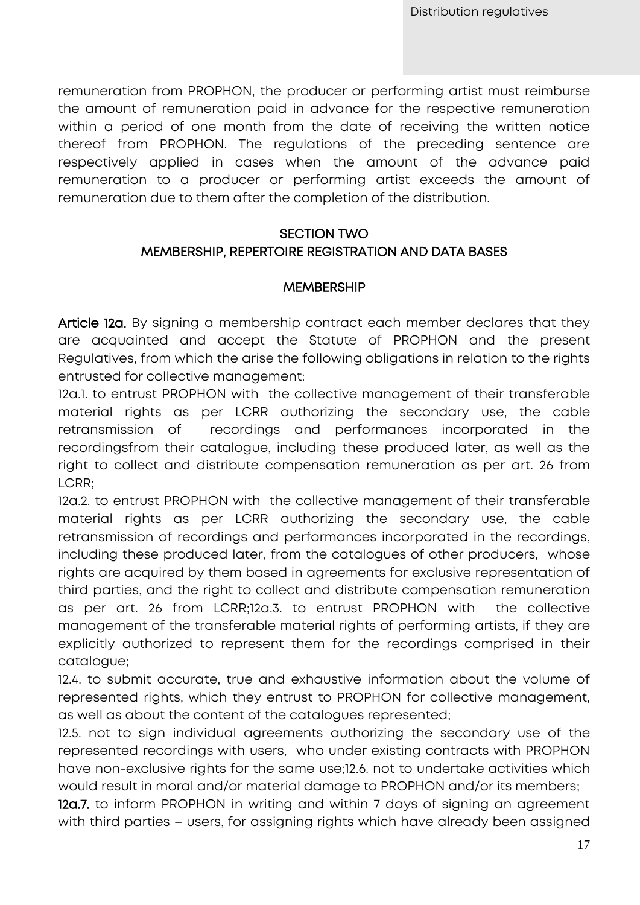remuneration from PROPHON, the producer or performing artist must reimburse the amount of remuneration paid in advance for the respective remuneration within a period of one month from the date of receiving the written notice thereof from PROPHON. The regulations of the preceding sentence are respectively applied in cases when the amount of the advance paid remuneration to a producer or performing artist exceeds the amount of remuneration due to them after the completion of the distribution.

## SECTION TWO
## MEMBERSHIP, REPERTOIRE REGISTRATION AND DATA BASES

### MEMBERSHIP

**Article 12a.** By signing a membership contract each member declares that they are acquainted and accept the Statute of PROPHON and the present Regulatives, from which the arise the following obligations in relation to the rights entrusted for collective management:

12a.1. to entrust PROPHON with the collective management of their transferable material rights as per LCRR authorizing the secondary use, the cable retransmission of recordings and performances incorporated in the recordingsfrom their catalogue, including these produced later, as well as the right to collect and distribute compensation remuneration as per art. 26 from LCRR;

12a.2. to entrust PROPHON with the collective management of their transferable material rights as per LCRR authorizing the secondary use, the cable retransmission of recordings and performances incorporated in the recordings, including these produced later, from the catalogues of other producers, whose rights are acquired by them based in agreements for exclusive representation of third parties, and the right to collect and distribute compensation remuneration as per art. 26 from LCRR;12a.3. to entrust PROPHON with the collective management of the transferable material rights of performing artists, if they are explicitly authorized to represent them for the recordings comprised in their catalogue;

12.4. to submit accurate, true and exhaustive information about the volume of represented rights, which they entrust to PROPHON for collective management, as well as about the content of the catalogues represented;

12.5. not to sign individual agreements authorizing the secondary use of the represented recordings with users, who under existing contracts with PROPHON have non-exclusive rights for the same use;12.6. not to undertake activities which would result in moral and/or material damage to PROPHON and/or its members;

**12a.7.** to inform PROPHON in writing and within 7 days of signing an agreement with third parties – users, for assigning rights which have already been assigned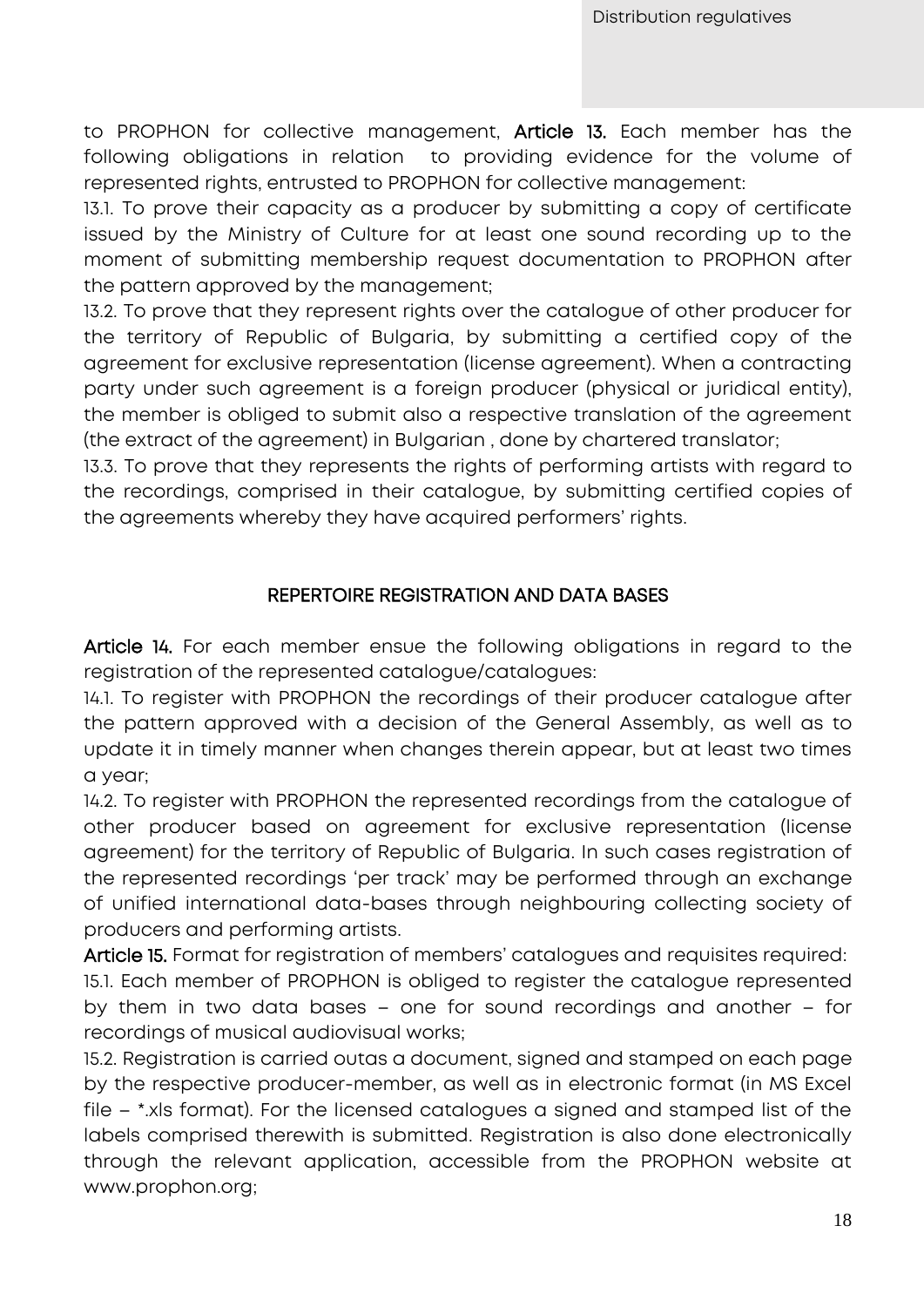to PROPHON for collective management, **Article 13.** Each member has the following obligations in relation to providing evidence for the volume of represented rights, entrusted to PROPHON for collective management:

13.1. To prove their capacity as a producer by submitting a copy of certificate issued by the Ministry of Culture for at least one sound recording up to the moment of submitting membership request documentation to PROPHON after the pattern approved by the management;

13.2. To prove that they represent rights over the catalogue of other producer for the territory of Republic of Bulgaria, by submitting a certified copy of the agreement for exclusive representation (license agreement). When a contracting party under such agreement is a foreign producer (physical or juridical entity), the member is obliged to submit also a respective translation of the agreement (the extract of the agreement) in Bulgarian , done by chartered translator;

13.3. To prove that they represents the rights of performing artists with regard to the recordings, comprised in their catalogue, by submitting certified copies of the agreements whereby they have acquired performers' rights.

## REPERTOIRE REGISTRATION AND DATA BASES

**Article 14.** For each member ensue the following obligations in regard to the registration of the represented catalogue/catalogues:

14.1. To register with PROPHON the recordings of their producer catalogue after the pattern approved with a decision of the General Assembly, as well as to update it in timely manner when changes therein appear, but at least two times a year;

14.2. To register with PROPHON the represented recordings from the catalogue of other producer based on agreement for exclusive representation (license agreement) for the territory of Republic of Bulgaria. In such cases registration of the represented recordings 'per track' may be performed through an exchange of unified international data-bases through neighbouring collecting society of producers and performing artists.

**Article 15.** Format for registration of members' catalogues and requisites required:

15.1. Each member of PROPHON is obliged to register the catalogue represented by them in two data bases – one for sound recordings and another – for recordings of musical audiovisual works;

15.2. Registration is carried outas a document, signed and stamped on each page by the respective producer-member, as well as in electronic format (in MS Excel file – *.xls format). For the licensed catalogues a signed and stamped list of the labels comprised therewith is submitted. Registration is also done electronically through the relevant application, accessible from the PROPHON website at www.prophon.org;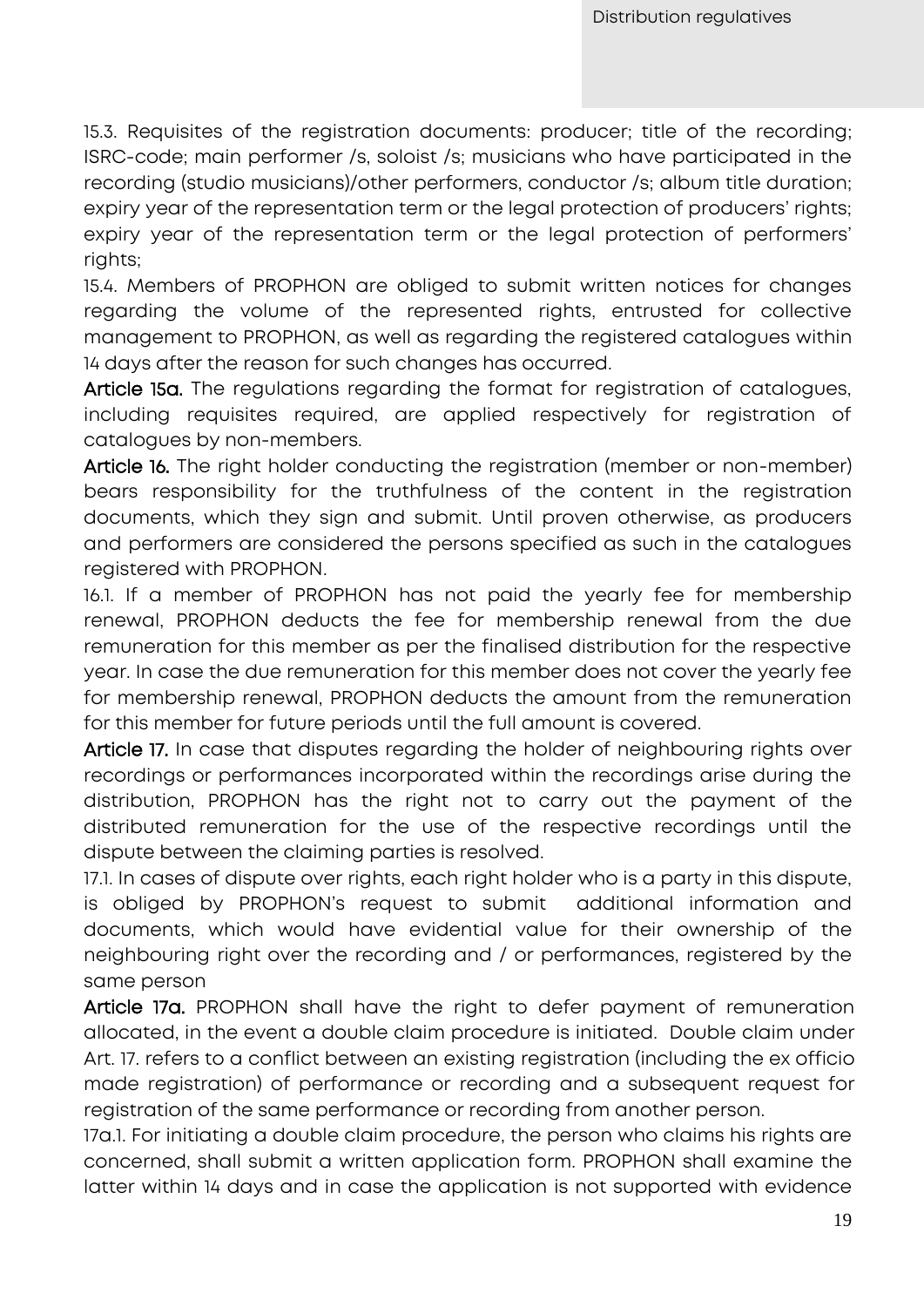15.3. Requisites of the registration documents: producer; title of the recording; ISRC-code; main performer /s, soloist /s; musicians who have participated in the recording (studio musicians)/other performers, conductor /s; album title duration; expiry year of the representation term or the legal protection of producers' rights; expiry year of the representation term or the legal protection of performers' rights;

15.4. Members of PROPHON are obliged to submit written notices for changes regarding the volume of the represented rights, entrusted for collective management to PROPHON, as well as regarding the registered catalogues within 14 days after the reason for such changes has occurred.

**Article 15a.** The regulations regarding the format for registration of catalogues, including requisites required, are applied respectively for registration of catalogues by non-members.

**Article 16.** The right holder conducting the registration (member or non-member) bears responsibility for the truthfulness of the content in the registration documents, which they sign and submit. Until proven otherwise, as producers and performers are considered the persons specified as such in the catalogues registered with PROPHON.

16.1. If a member of PROPHON has not paid the yearly fee for membership renewal, PROPHON deducts the fee for membership renewal from the due remuneration for this member as per the finalised distribution for the respective year. In case the due remuneration for this member does not cover the yearly fee for membership renewal, PROPHON deducts the amount from the remuneration for this member for future periods until the full amount is covered.

**Article 17.** In case that disputes regarding the holder of neighbouring rights over recordings or performances incorporated within the recordings arise during the distribution, PROPHON has the right not to carry out the payment of the distributed remuneration for the use of the respective recordings until the dispute between the claiming parties is resolved.

17.1. In cases of dispute over rights, each right holder who is a party in this dispute, is obliged by PROPHON's request to submit additional information and documents, which would have evidential value for their ownership of the neighbouring right over the recording and / or performances, registered by the same person

**Article 17a.** PROPHON shall have the right to defer payment of remuneration allocated, in the event a double claim procedure is initiated. Double claim under Art. 17. refers to a conflict between an existing registration (including the ex officio made registration) of performance or recording and a subsequent request for registration of the same performance or recording from another person.

17a.1. For initiating a double claim procedure, the person who claims his rights are concerned, shall submit a written application form. PROPHON shall examine the latter within 14 days and in case the application is not supported with evidence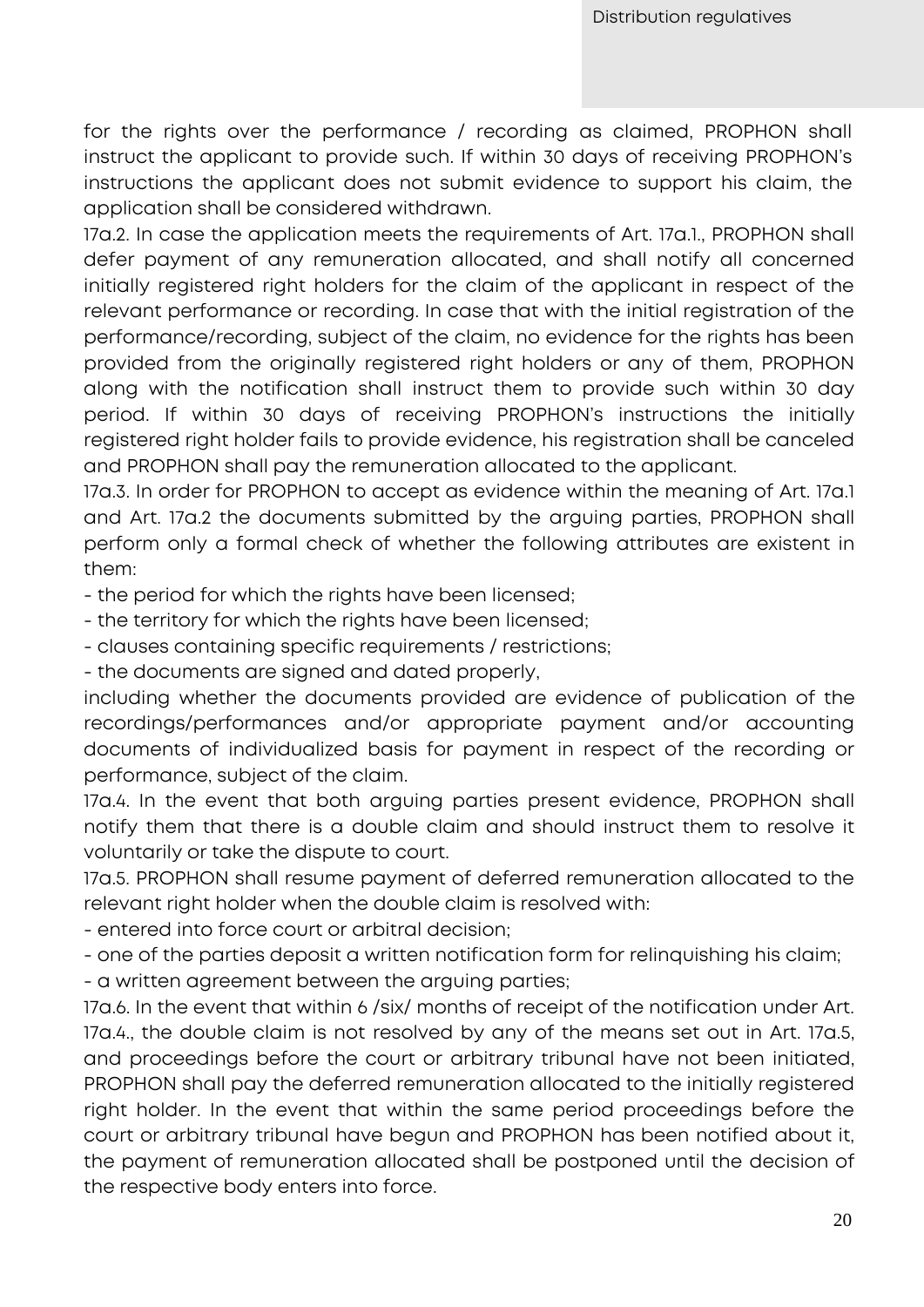for the rights over the performance / recording as claimed, PROPHON shall instruct the applicant to provide such. If within 30 days of receiving PROPHON's instructions the applicant does not submit evidence to support his claim, the application shall be considered withdrawn.

17a.2. In case the application meets the requirements of Art. 17a.1., PROPHON shall defer payment of any remuneration allocated, and shall notify all concerned initially registered right holders for the claim of the applicant in respect of the relevant performance or recording. In case that with the initial registration of the performance/recording, subject of the claim, no evidence for the rights has been provided from the originally registered right holders or any of them, PROPHON along with the notification shall instruct them to provide such within 30 day period. If within 30 days of receiving PROPHON's instructions the initially registered right holder fails to provide evidence, his registration shall be canceled and PROPHON shall pay the remuneration allocated to the applicant.

17a.3. In order for PROPHON to accept as evidence within the meaning of Art. 17a.1 and Art. 17a.2 the documents submitted by the arguing parties, PROPHON shall perform only a formal check of whether the following attributes are existent in them:

- the period for which the rights have been licensed;
- the territory for which the rights have been licensed;
- clauses containing specific requirements / restrictions;
- the documents are signed and dated properly,

including whether the documents provided are evidence of publication of the recordings/performances and/or appropriate payment and/or accounting documents of individualized basis for payment in respect of the recording or performance, subject of the claim.

17a.4. In the event that both arguing parties present evidence, PROPHON shall notify them that there is a double claim and should instruct them to resolve it voluntarily or take the dispute to court.

17a.5. PROPHON shall resume payment of deferred remuneration allocated to the relevant right holder when the double claim is resolved with:

- entered into force court or arbitral decision;
- one of the parties deposit a written notification form for relinquishing his claim;
- a written agreement between the arguing parties;

17a.6. In the event that within 6 /six/ months of receipt of the notification under Art. 17a.4., the double claim is not resolved by any of the means set out in Art. 17a.5, and proceedings before the court or arbitrary tribunal have not been initiated, PROPHON shall pay the deferred remuneration allocated to the initially registered right holder. In the event that within the same period proceedings before the court or arbitrary tribunal have begun and PROPHON has been notified about it, the payment of remuneration allocated shall be postponed until the decision of the respective body enters into force.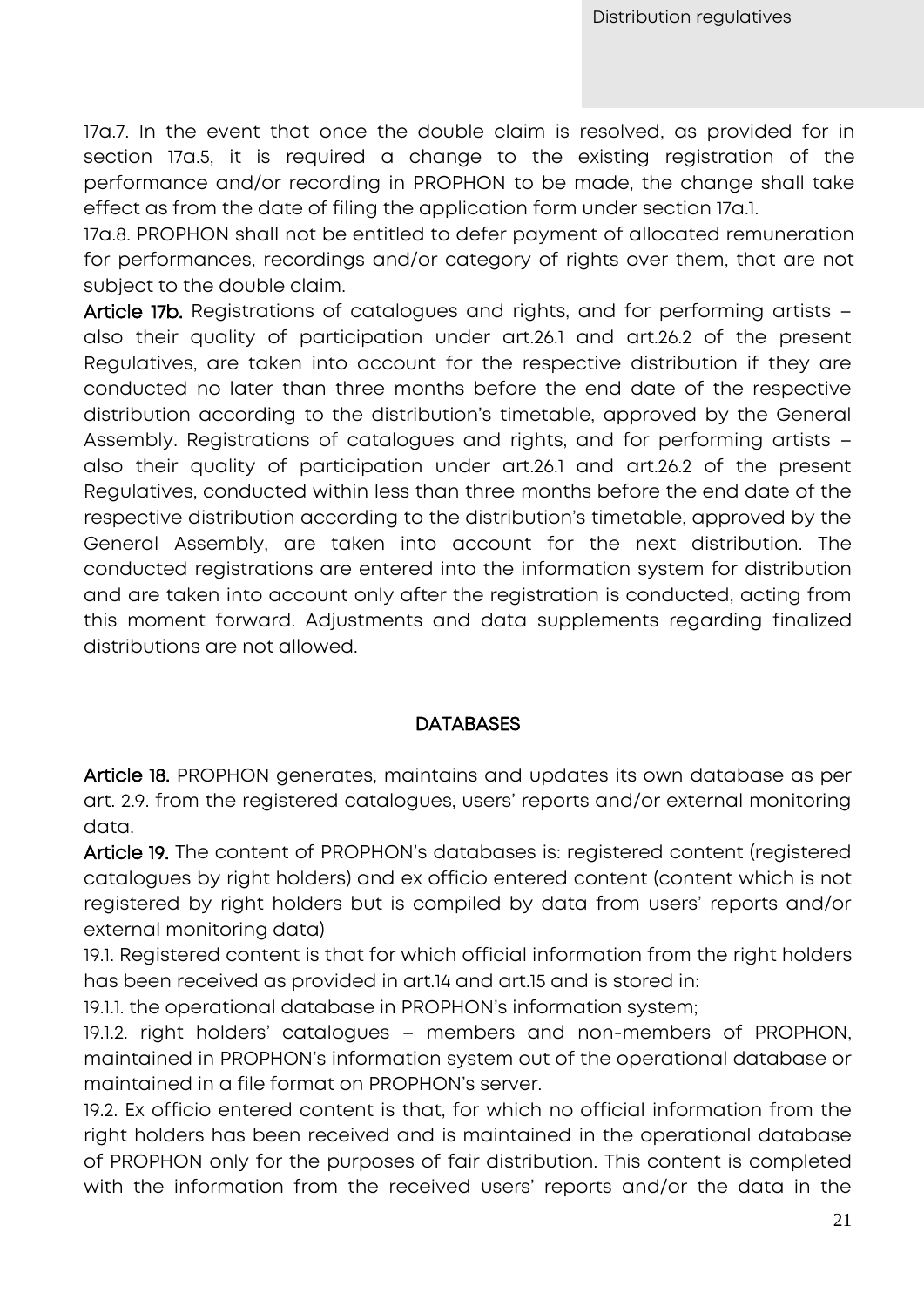17a.7. In the event that once the double claim is resolved, as provided for in section 17a.5, it is required a change to the existing registration of the performance and/or recording in PROPHON to be made, the change shall take effect as from the date of filing the application form under section 17a.1.

17a.8. PROPHON shall not be entitled to defer payment of allocated remuneration for performances, recordings and/or category of rights over them, that are not subject to the double claim.

**Article 17b.** Registrations of catalogues and rights, and for performing artists – also their quality of participation under art.26.1 and art.26.2 of the present Regulatives, are taken into account for the respective distribution if they are conducted no later than three months before the end date of the respective distribution according to the distribution's timetable, approved by the General Assembly. Registrations of catalogues and rights, and for performing artists – also their quality of participation under art.26.1 and art.26.2 of the present Regulatives, conducted within less than three months before the end date of the respective distribution according to the distribution's timetable, approved by the General Assembly, are taken into account for the next distribution. The conducted registrations are entered into the information system for distribution and are taken into account only after the registration is conducted, acting from this moment forward. Adjustments and data supplements regarding finalized distributions are not allowed.

## DATABASES

**Article 18.** PROPHON generates, maintains and updates its own database as per art. 2.9. from the registered catalogues, users' reports and/or external monitoring data.

**Article 19.** The content of PROPHON's databases is: registered content (registered catalogues by right holders) and ex officio entered content (content which is not registered by right holders but is compiled by data from users' reports and/or external monitoring data)

19.1. Registered content is that for which official information from the right holders has been received as provided in art.14 and art.15 and is stored in:

19.1.1. the operational database in PROPHON's information system;

19.1.2. right holders' catalogues – members and non-members of PROPHON, maintained in PROPHON's information system out of the operational database or maintained in a file format on PROPHON's server.

19.2. Ex officio entered content is that, for which no official information from the right holders has been received and is maintained in the operational database of PROPHON only for the purposes of fair distribution. This content is completed with the information from the received users' reports and/or the data in the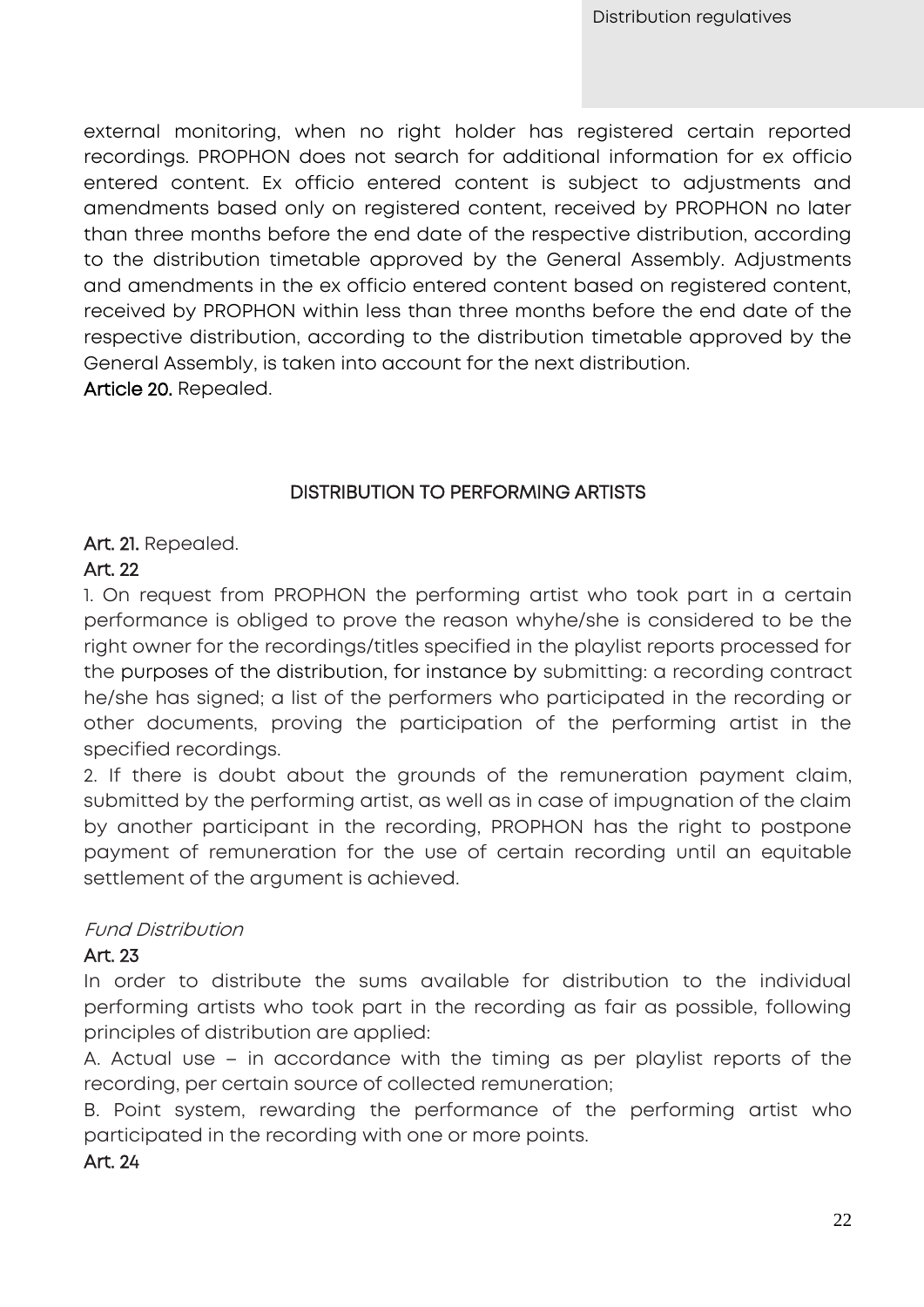external monitoring, when no right holder has registered certain reported recordings. PROPHON does not search for additional information for ex officio entered content. Ex officio entered content is subject to adjustments and amendments based only on registered content, received by PROPHON no later than three months before the end date of the respective distribution, according to the distribution timetable approved by the General Assembly. Adjustments and amendments in the ex officio entered content based on registered content, received by PROPHON within less than three months before the end date of the respective distribution, according to the distribution timetable approved by the General Assembly, is taken into account for the next distribution.

**Article 20.** Repealed.

## DISTRIBUTION TO PERFORMING ARTISTS

**Art. 21.** Repealed.

**Art. 22**

1. On request from PROPHON the performing artist who took part in a certain performance is obliged to prove the reason whyhe/she is considered to be the right owner for the recordings/titles specified in the playlist reports processed for the purposes of the distribution, for instance by submitting: a recording contract he/she has signed; a list of the performers who participated in the recording or other documents, proving the participation of the performing artist in the specified recordings.

2. If there is doubt about the grounds of the remuneration payment claim, submitted by the performing artist, as well as in case of impugnation of the claim by another participant in the recording, PROPHON has the right to postpone payment of remuneration for the use of certain recording until an equitable settlement of the argument is achieved.

*Fund Distribution*

**Art. 23**

In order to distribute the sums available for distribution to the individual performing artists who took part in the recording as fair as possible, following principles of distribution are applied:

A. Actual use – in accordance with the timing as per playlist reports of the recording, per certain source of collected remuneration;

B. Point system, rewarding the performance of the performing artist who participated in the recording with one or more points.

**Art. 24**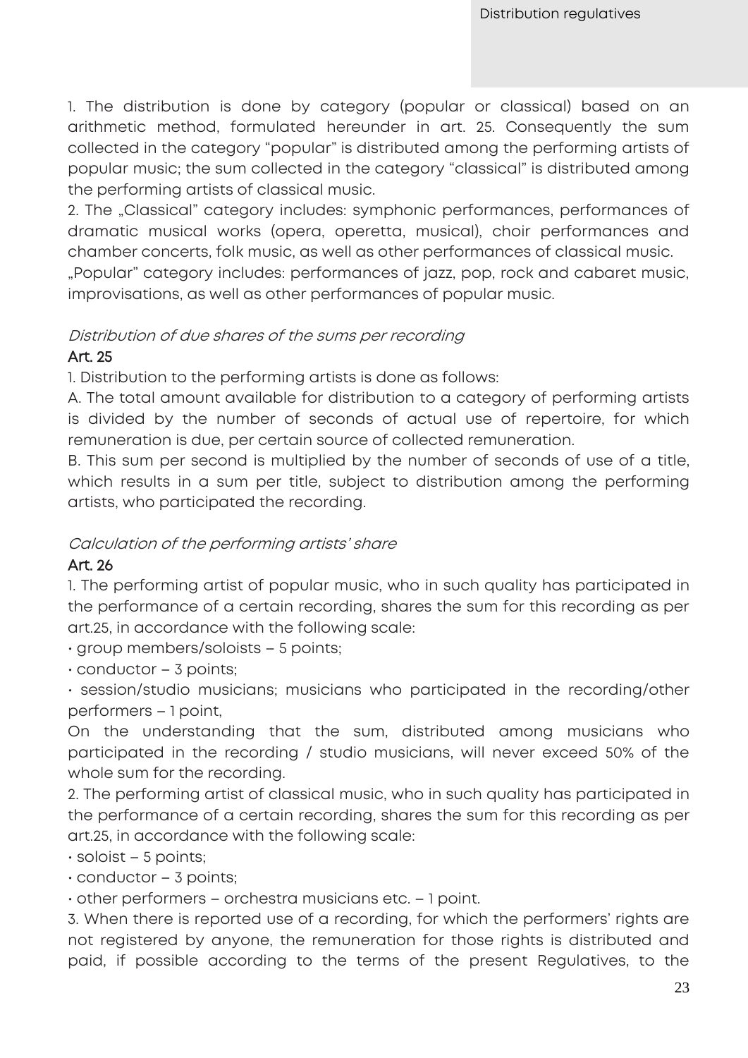1. The distribution is done by category (popular or classical) based on an arithmetic method, formulated hereunder in art. 25. Consequently the sum collected in the category "popular" is distributed among the performing artists of popular music; the sum collected in the category "classical" is distributed among the performing artists of classical music.

2. The „Classical" category includes: symphonic performances, performances of dramatic musical works (opera, operetta, musical), choir performances and chamber concerts, folk music, as well as other performances of classical music. „Popular" category includes: performances of jazz, pop, rock and cabaret music, improvisations, as well as other performances of popular music.

*Distribution of due shares of the sums per recording*

**Art. 25**

1. Distribution to the performing artists is done as follows:

A. The total amount available for distribution to a category of performing artists is divided by the number of seconds of actual use of repertoire, for which remuneration is due, per certain source of collected remuneration.

B. This sum per second is multiplied by the number of seconds of use of a title, which results in a sum per title, subject to distribution among the performing artists, who participated the recording.

*Calculation of the performing artists' share*

**Art. 26**

1. The performing artist of popular music, who in such quality has participated in the performance of a certain recording, shares the sum for this recording as per art.25, in accordance with the following scale:

- group members/soloists – 5 points;
- conductor – 3 points;
- session/studio musicians; musicians who participated in the recording/other performers – 1 point,

On the understanding that the sum, distributed among musicians who participated in the recording / studio musicians, will never exceed 50% of the whole sum for the recording.

2. The performing artist of classical music, who in such quality has participated in the performance of a certain recording, shares the sum for this recording as per art.25, in accordance with the following scale:

- soloist – 5 points;
- conductor – 3 points;
- other performers – orchestra musicians etc. – 1 point.

3. When there is reported use of a recording, for which the performers' rights are not registered by anyone, the remuneration for those rights is distributed and paid, if possible according to the terms of the present Regulatives, to the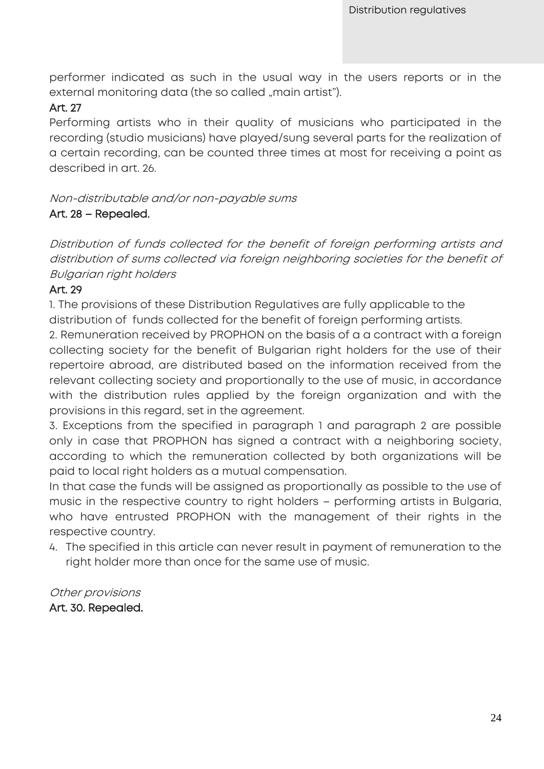performer indicated as such in the usual way in the users reports or in the external monitoring data (the so called „main artist").

**Art. 27**

Performing artists who in their quality of musicians who participated in the recording (studio musicians) have played/sung several parts for the realization of a certain recording, can be counted three times at most for receiving a point as described in art. 26.

*Non-distributable and/or non-payable sums*

**Art. 28 – Repealed.**

*Distribution of funds collected for the benefit of foreign performing artists and distribution of sums collected via foreign neighboring societies for the benefit of Bulgarian right holders*

**Art. 29**

1. The provisions of these Distribution Regulatives are fully applicable to the distribution of funds collected for the benefit of foreign performing artists.
2. Remuneration received by PROPHON on the basis of a a contract with a foreign collecting society for the benefit of Bulgarian right holders for the use of their repertoire abroad, are distributed based on the information received from the relevant collecting society and proportionally to the use of music, in accordance with the distribution rules applied by the foreign organization and with the provisions in this regard, set in the agreement.
3. Exceptions from the specified in paragraph 1 and paragraph 2 are possible only in case that PROPHON has signed a contract with a neighboring society, according to which the remuneration collected by both organizations will be paid to local right holders as a mutual compensation.

   In that case the funds will be assigned as proportionally as possible to the use of music in the respective country to right holders – performing artists in Bulgaria, who have entrusted PROPHON with the management of their rights in the respective country.
4. The specified in this article can never result in payment of remuneration to the right holder more than once for the same use of music.

*Other provisions*

**Art. 30. Repealed.**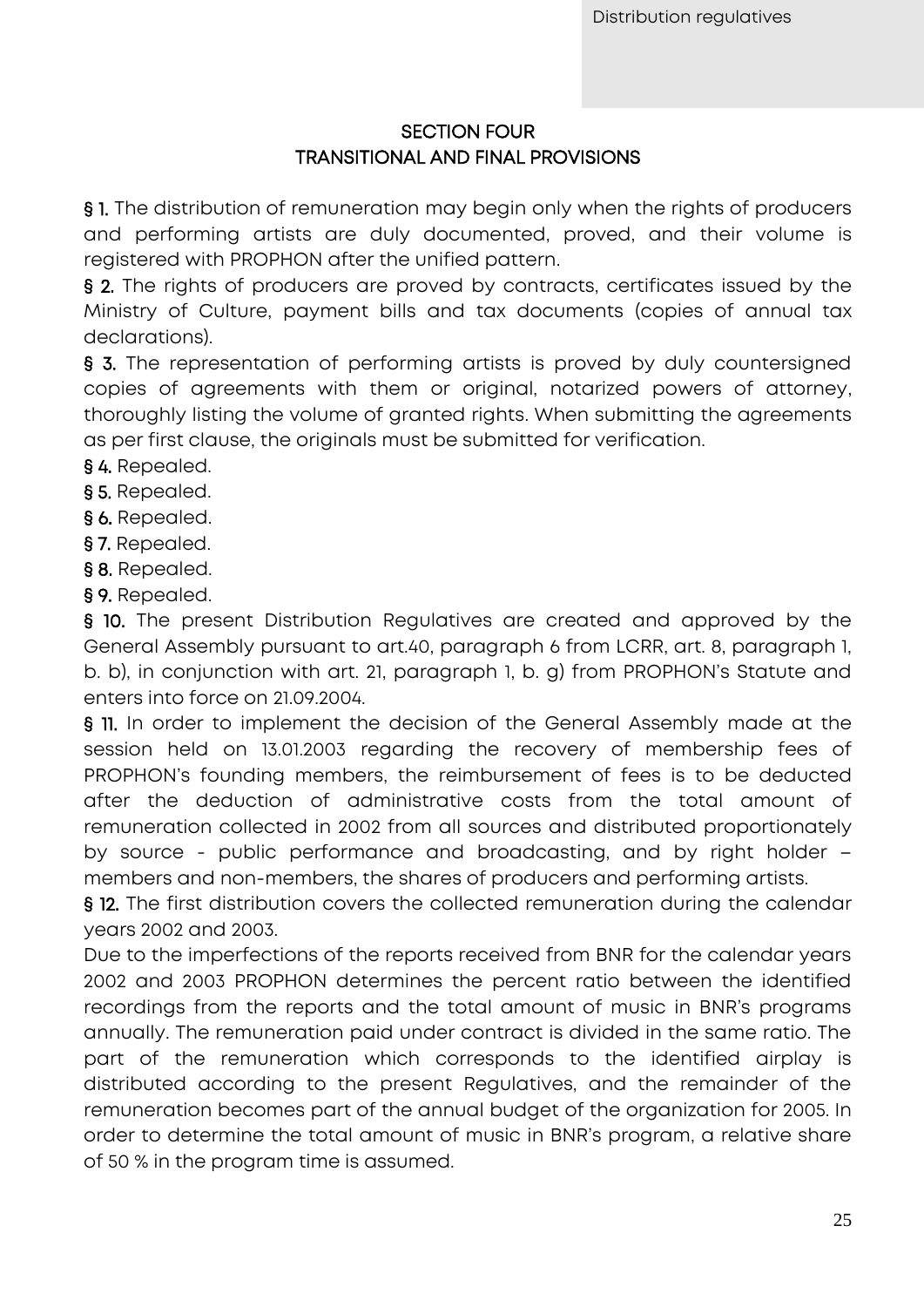## SECTION FOUR
## TRANSITIONAL AND FINAL PROVISIONS

**§ 1.** The distribution of remuneration may begin only when the rights of producers and performing artists are duly documented, proved, and their volume is registered with PROPHON after the unified pattern.

**§ 2.** The rights of producers are proved by contracts, certificates issued by the Ministry of Culture, payment bills and tax documents (copies of annual tax declarations).

**§ 3.** The representation of performing artists is proved by duly countersigned copies of agreements with them or original, notarized powers of attorney, thoroughly listing the volume of granted rights. When submitting the agreements as per first clause, the originals must be submitted for verification.

**§ 4.** Repealed.

**§ 5.** Repealed.

**§ 6.** Repealed.

**§ 7.** Repealed.

**§ 8.** Repealed.

**§ 9.** Repealed.

**§ 10.** The present Distribution Regulatives are created and approved by the General Assembly pursuant to art.40, paragraph 6 from LCRR, art. 8, paragraph 1, b. b), in conjunction with art. 21, paragraph 1, b. g) from PROPHON's Statute and enters into force on 21.09.2004.

**§ 11.** In order to implement the decision of the General Assembly made at the session held on 13.01.2003 regarding the recovery of membership fees of PROPHON's founding members, the reimbursement of fees is to be deducted after the deduction of administrative costs from the total amount of remuneration collected in 2002 from all sources and distributed proportionately by source - public performance and broadcasting, and by right holder – members and non-members, the shares of producers and performing artists.

**§ 12.** The first distribution covers the collected remuneration during the calendar years 2002 and 2003.

Due to the imperfections of the reports received from BNR for the calendar years 2002 and 2003 PROPHON determines the percent ratio between the identified recordings from the reports and the total amount of music in BNR's programs annually. The remuneration paid under contract is divided in the same ratio. The part of the remuneration which corresponds to the identified airplay is distributed according to the present Regulatives, and the remainder of the remuneration becomes part of the annual budget of the organization for 2005. In order to determine the total amount of music in BNR's program, a relative share of 50 % in the program time is assumed.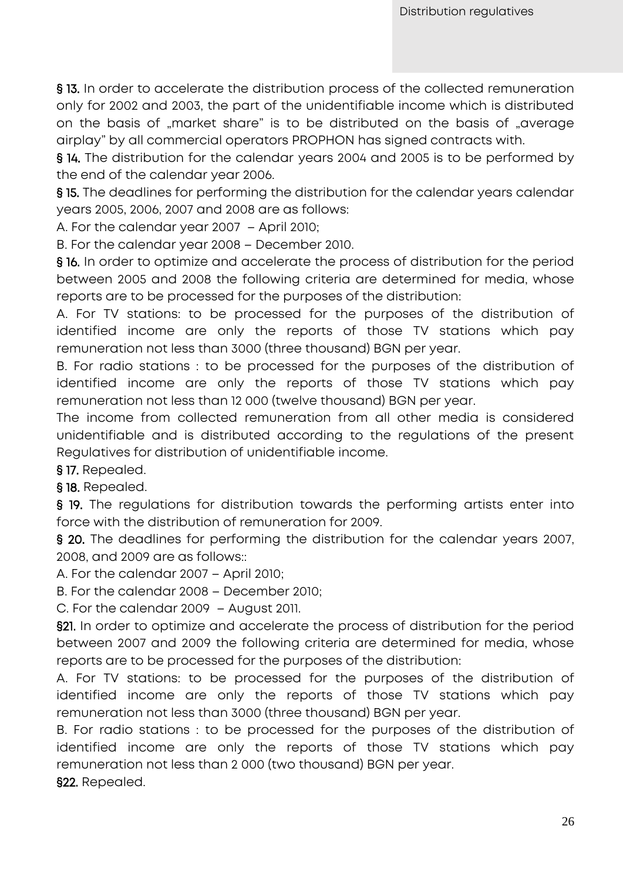**§ 13.** In order to accelerate the distribution process of the collected remuneration only for 2002 and 2003, the part of the unidentifiable income which is distributed on the basis of „market share" is to be distributed on the basis of „average airplay" by all commercial operators PROPHON has signed contracts with.

**§ 14.** The distribution for the calendar years 2004 and 2005 is to be performed by the end of the calendar year 2006.

**§ 15.** The deadlines for performing the distribution for the calendar years calendar years 2005, 2006, 2007 and 2008 are as follows:

A. For the calendar year 2007 – April 2010;

B. For the calendar year 2008 – December 2010.

**§ 16.** In order to optimize and accelerate the process of distribution for the period between 2005 and 2008 the following criteria are determined for media, whose reports are to be processed for the purposes of the distribution:

A. For TV stations: to be processed for the purposes of the distribution of identified income are only the reports of those TV stations which pay remuneration not less than 3000 (three thousand) BGN per year.

B. For radio stations : to be processed for the purposes of the distribution of identified income are only the reports of those TV stations which pay remuneration not less than 12 000 (twelve thousand) BGN per year.

The income from collected remuneration from all other media is considered unidentifiable and is distributed according to the regulations of the present Regulatives for distribution of unidentifiable income.

**§ 17.** Repealed.

**§ 18.** Repealed.

**§ 19.** The regulations for distribution towards the performing artists enter into force with the distribution of remuneration for 2009.

**§ 20.** The deadlines for performing the distribution for the calendar years 2007, 2008, and 2009 are as follows::

A. For the calendar 2007 – April 2010;

B. For the calendar 2008 – December 2010;

C. For the calendar 2009 – August 2011.

**§21.** In order to optimize and accelerate the process of distribution for the period between 2007 and 2009 the following criteria are determined for media, whose reports are to be processed for the purposes of the distribution:

A. For TV stations: to be processed for the purposes of the distribution of identified income are only the reports of those TV stations which pay remuneration not less than 3000 (three thousand) BGN per year.

B. For radio stations : to be processed for the purposes of the distribution of identified income are only the reports of those TV stations which pay remuneration not less than 2 000 (two thousand) BGN per year.

**§22.** Repealed.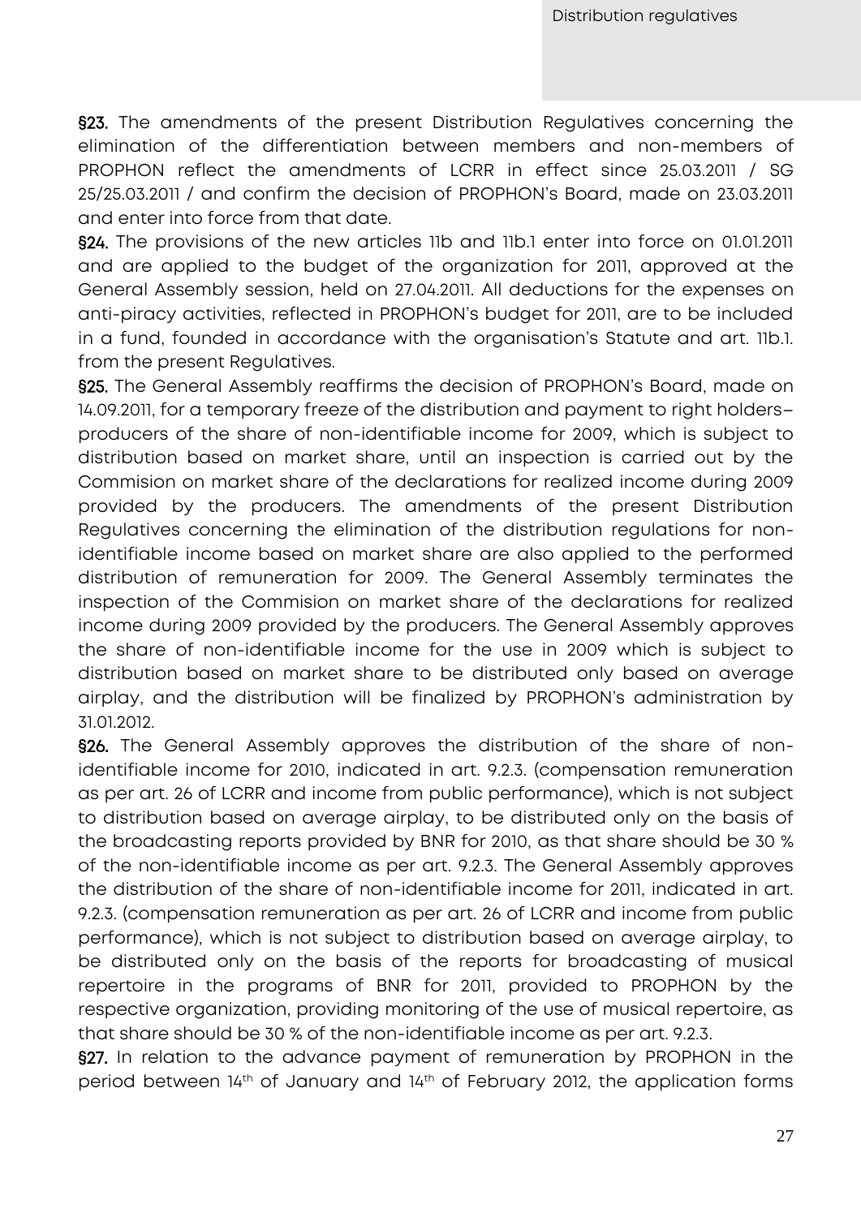**§23.** The amendments of the present Distribution Regulatives concerning the elimination of the differentiation between members and non-members of PROPHON reflect the amendments of LCRR in effect since 25.03.2011 / SG 25/25.03.2011 / and confirm the decision of PROPHON's Board, made on 23.03.2011 and enter into force from that date.

**§24.** The provisions of the new articles 11b and 11b.1 enter into force on 01.01.2011 and are applied to the budget of the organization for 2011, approved at the General Assembly session, held on 27.04.2011. All deductions for the expenses on anti-piracy activities, reflected in PROPHON's budget for 2011, are to be included in a fund, founded in accordance with the organisation's Statute and art. 11b.1. from the present Regulatives.

**§25.** The General Assembly reaffirms the decision of PROPHON's Board, made on 14.09.2011, for a temporary freeze of the distribution and payment to right holders– producers of the share of non-identifiable income for 2009, which is subject to distribution based on market share, until an inspection is carried out by the Commision on market share of the declarations for realized income during 2009 provided by the producers. The amendments of the present Distribution Regulatives concerning the elimination of the distribution regulations for non-identifiable income based on market share are also applied to the performed distribution of remuneration for 2009. The General Assembly terminates the inspection of the Commision on market share of the declarations for realized income during 2009 provided by the producers. The General Assembly approves the share of non-identifiable income for the use in 2009 which is subject to distribution based on market share to be distributed only based on average airplay, and the distribution will be finalized by PROPHON's administration by 31.01.2012.

**§26.** The General Assembly approves the distribution of the share of non-identifiable income for 2010, indicated in art. 9.2.3. (compensation remuneration as per art. 26 of LCRR and income from public performance), which is not subject to distribution based on average airplay, to be distributed only on the basis of the broadcasting reports provided by BNR for 2010, as that share should be 30 % of the non-identifiable income as per art. 9.2.3. The General Assembly approves the distribution of the share of non-identifiable income for 2011, indicated in art. 9.2.3. (compensation remuneration as per art. 26 of LCRR and income from public performance), which is not subject to distribution based on average airplay, to be distributed only on the basis of the reports for broadcasting of musical repertoire in the programs of BNR for 2011, provided to PROPHON by the respective organization, providing monitoring of the use of musical repertoire, as that share should be 30 % of the non-identifiable income as per art. 9.2.3.

**§27.** In relation to the advance payment of remuneration by PROPHON in the period between 14th of January and 14th of February 2012, the application forms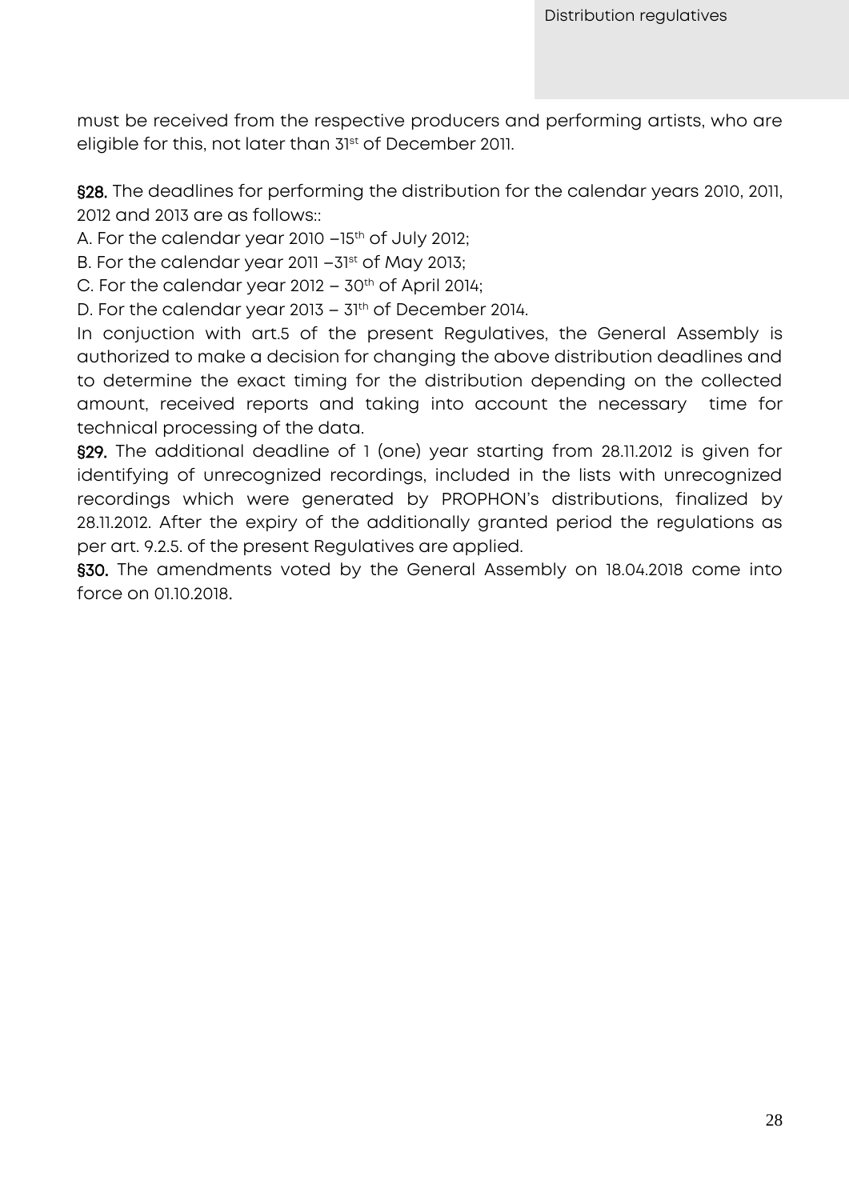must be received from the respective producers and performing artists, who are eligible for this, not later than 31st of December 2011.

**§28.** The deadlines for performing the distribution for the calendar years 2010, 2011, 2012 and 2013 are as follows::

A. For the calendar year 2010 –15th of July 2012;

B. For the calendar year 2011 –31st of May 2013;

C. For the calendar year 2012 – 30th of April 2014;

D. For the calendar year 2013 – 31th of December 2014.

In conjuction with art.5 of the present Regulatives, the General Assembly is authorized to make a decision for changing the above distribution deadlines and to determine the exact timing for the distribution depending on the collected amount, received reports and taking into account the necessary time for technical processing of the data.

**§29.** The additional deadline of 1 (one) year starting from 28.11.2012 is given for identifying of unrecognized recordings, included in the lists with unrecognized recordings which were generated by PROPHON's distributions, finalized by 28.11.2012. After the expiry of the additionally granted period the regulations as per art. 9.2.5. of the present Regulatives are applied.

**§30.** The amendments voted by the General Assembly on 18.04.2018 come into force on 01.10.2018.